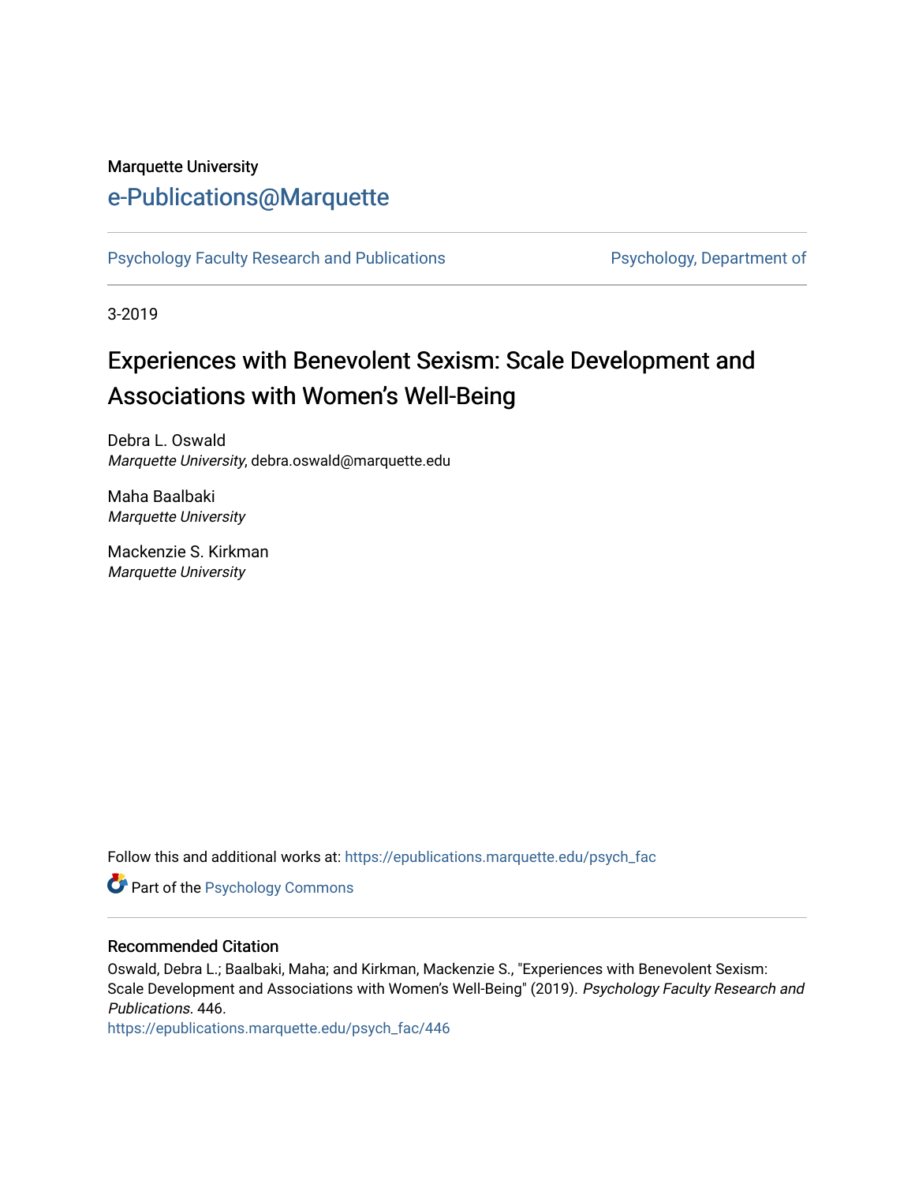Marquette University

# e-Publications@Marquette

Psychology Faculty Research and Publications | Psychology, Department of

3-2019

## Experiences with Benevolent Sexism: Scale Development and Associations with Women's Well-Being

Debra L. Oswald
*Marquette University*, debra.oswald@marquette.edu

Maha Baalbaki
*Marquette University*

Mackenzie S. Kirkman
*Marquette University*

Follow this and additional works at: https://epublications.marquette.edu/psych_fac

Part of the Psychology Commons

### Recommended Citation

Oswald, Debra L.; Baalbaki, Maha; and Kirkman, Mackenzie S., "Experiences with Benevolent Sexism: Scale Development and Associations with Women's Well-Being" (2019). *Psychology Faculty Research and Publications*. 446.
https://epublications.marquette.edu/psych_fac/446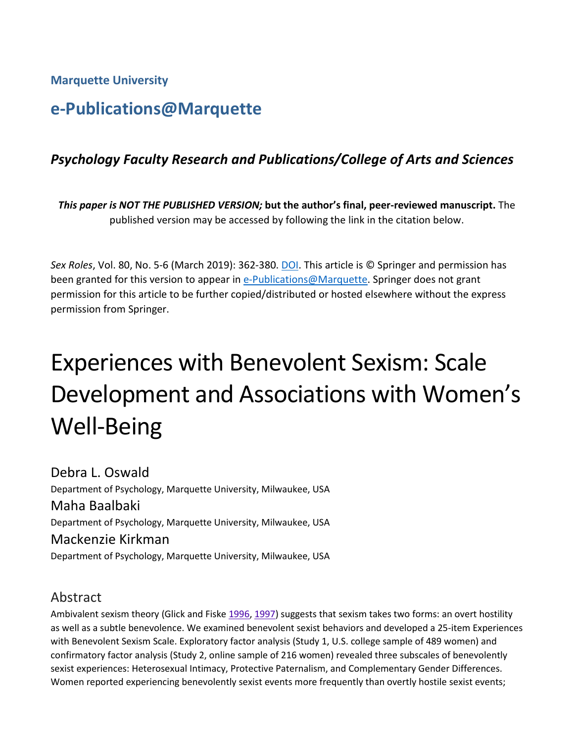Marquette University

# e-Publications@Marquette

### *Psychology Faculty Research and Publications/College of Arts and Sciences*

***This paper is NOT THE PUBLISHED VERSION;*** **but the author's final, peer-reviewed manuscript.** The published version may be accessed by following the link in the citation below.

*Sex Roles*, Vol. 80, No. 5-6 (March 2019): 362-380. DOI. This article is © Springer and permission has been granted for this version to appear in e-Publications@Marquette. Springer does not grant permission for this article to be further copied/distributed or hosted elsewhere without the express permission from Springer.

# Experiences with Benevolent Sexism: Scale Development and Associations with Women's Well-Being

Debra L. Oswald
Department of Psychology, Marquette University, Milwaukee, USA

Maha Baalbaki
Department of Psychology, Marquette University, Milwaukee, USA

Mackenzie Kirkman
Department of Psychology, Marquette University, Milwaukee, USA

## Abstract

Ambivalent sexism theory (Glick and Fiske 1996, 1997) suggests that sexism takes two forms: an overt hostility as well as a subtle benevolence. We examined benevolent sexist behaviors and developed a 25-item Experiences with Benevolent Sexism Scale. Exploratory factor analysis (Study 1, U.S. college sample of 489 women) and confirmatory factor analysis (Study 2, online sample of 216 women) revealed three subscales of benevolently sexist experiences: Heterosexual Intimacy, Protective Paternalism, and Complementary Gender Differences. Women reported experiencing benevolently sexist events more frequently than overtly hostile sexist events;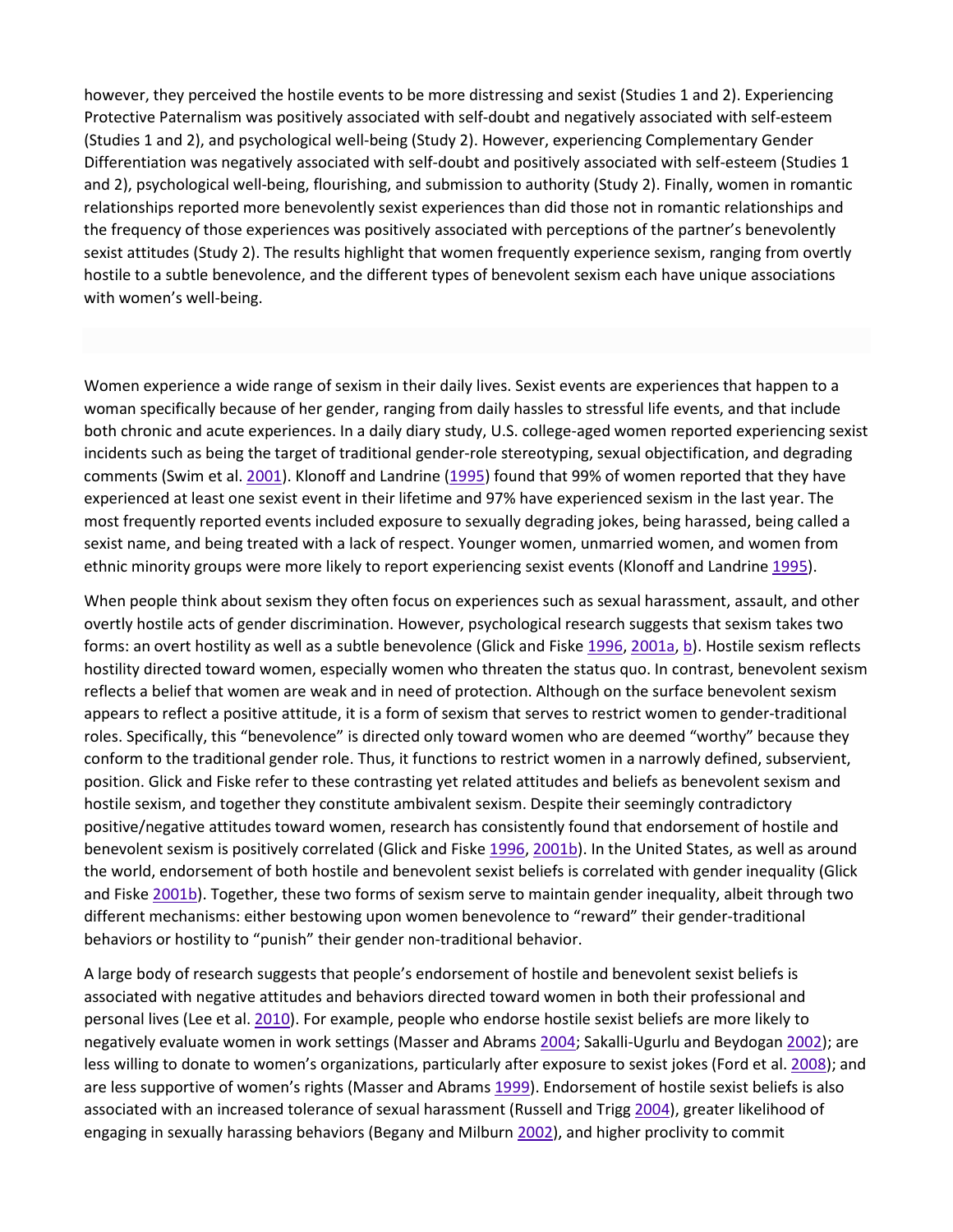however, they perceived the hostile events to be more distressing and sexist (Studies 1 and 2). Experiencing Protective Paternalism was positively associated with self-doubt and negatively associated with self-esteem (Studies 1 and 2), and psychological well-being (Study 2). However, experiencing Complementary Gender Differentiation was negatively associated with self-doubt and positively associated with self-esteem (Studies 1 and 2), psychological well-being, flourishing, and submission to authority (Study 2). Finally, women in romantic relationships reported more benevolently sexist experiences than did those not in romantic relationships and the frequency of those experiences was positively associated with perceptions of the partner's benevolently sexist attitudes (Study 2). The results highlight that women frequently experience sexism, ranging from overtly hostile to a subtle benevolence, and the different types of benevolent sexism each have unique associations with women's well-being.

Women experience a wide range of sexism in their daily lives. Sexist events are experiences that happen to a woman specifically because of her gender, ranging from daily hassles to stressful life events, and that include both chronic and acute experiences. In a daily diary study, U.S. college-aged women reported experiencing sexist incidents such as being the target of traditional gender-role stereotyping, sexual objectification, and degrading comments (Swim et al. 2001). Klonoff and Landrine (1995) found that 99% of women reported that they have experienced at least one sexist event in their lifetime and 97% have experienced sexism in the last year. The most frequently reported events included exposure to sexually degrading jokes, being harassed, being called a sexist name, and being treated with a lack of respect. Younger women, unmarried women, and women from ethnic minority groups were more likely to report experiencing sexist events (Klonoff and Landrine 1995).

When people think about sexism they often focus on experiences such as sexual harassment, assault, and other overtly hostile acts of gender discrimination. However, psychological research suggests that sexism takes two forms: an overt hostility as well as a subtle benevolence (Glick and Fiske 1996, 2001a, b). Hostile sexism reflects hostility directed toward women, especially women who threaten the status quo. In contrast, benevolent sexism reflects a belief that women are weak and in need of protection. Although on the surface benevolent sexism appears to reflect a positive attitude, it is a form of sexism that serves to restrict women to gender-traditional roles. Specifically, this "benevolence" is directed only toward women who are deemed "worthy" because they conform to the traditional gender role. Thus, it functions to restrict women in a narrowly defined, subservient, position. Glick and Fiske refer to these contrasting yet related attitudes and beliefs as benevolent sexism and hostile sexism, and together they constitute ambivalent sexism. Despite their seemingly contradictory positive/negative attitudes toward women, research has consistently found that endorsement of hostile and benevolent sexism is positively correlated (Glick and Fiske 1996, 2001b). In the United States, as well as around the world, endorsement of both hostile and benevolent sexist beliefs is correlated with gender inequality (Glick and Fiske 2001b). Together, these two forms of sexism serve to maintain gender inequality, albeit through two different mechanisms: either bestowing upon women benevolence to "reward" their gender-traditional behaviors or hostility to "punish" their gender non-traditional behavior.

A large body of research suggests that people's endorsement of hostile and benevolent sexist beliefs is associated with negative attitudes and behaviors directed toward women in both their professional and personal lives (Lee et al. 2010). For example, people who endorse hostile sexist beliefs are more likely to negatively evaluate women in work settings (Masser and Abrams 2004; Sakalli-Ugurlu and Beydogan 2002); are less willing to donate to women's organizations, particularly after exposure to sexist jokes (Ford et al. 2008); and are less supportive of women's rights (Masser and Abrams 1999). Endorsement of hostile sexist beliefs is also associated with an increased tolerance of sexual harassment (Russell and Trigg 2004), greater likelihood of engaging in sexually harassing behaviors (Begany and Milburn 2002), and higher proclivity to commit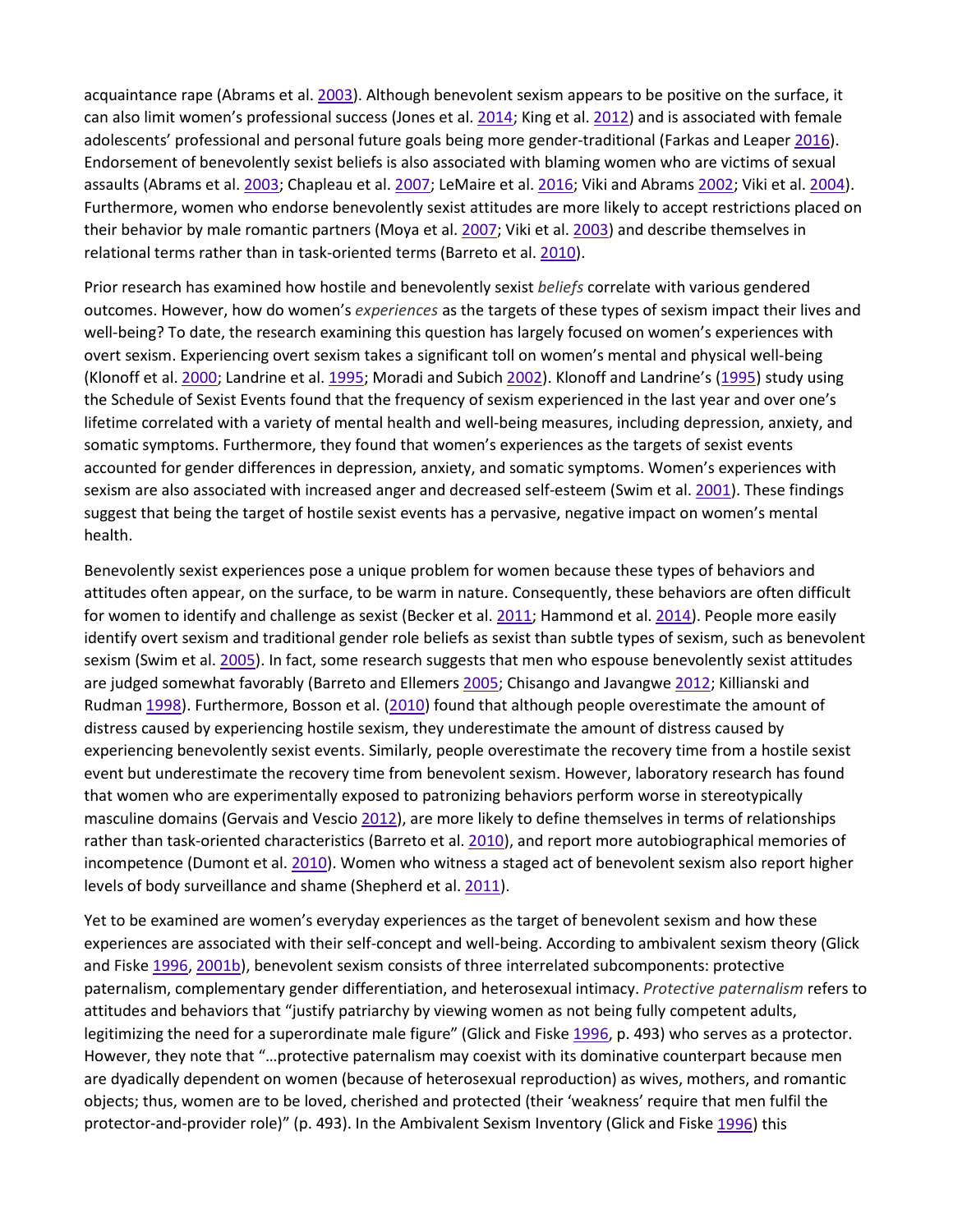acquaintance rape (Abrams et al. 2003). Although benevolent sexism appears to be positive on the surface, it can also limit women's professional success (Jones et al. 2014; King et al. 2012) and is associated with female adolescents' professional and personal future goals being more gender-traditional (Farkas and Leaper 2016). Endorsement of benevolently sexist beliefs is also associated with blaming women who are victims of sexual assaults (Abrams et al. 2003; Chapleau et al. 2007; LeMaire et al. 2016; Viki and Abrams 2002; Viki et al. 2004). Furthermore, women who endorse benevolently sexist attitudes are more likely to accept restrictions placed on their behavior by male romantic partners (Moya et al. 2007; Viki et al. 2003) and describe themselves in relational terms rather than in task-oriented terms (Barreto et al. 2010).

Prior research has examined how hostile and benevolently sexist *beliefs* correlate with various gendered outcomes. However, how do women's *experiences* as the targets of these types of sexism impact their lives and well-being? To date, the research examining this question has largely focused on women's experiences with overt sexism. Experiencing overt sexism takes a significant toll on women's mental and physical well-being (Klonoff et al. 2000; Landrine et al. 1995; Moradi and Subich 2002). Klonoff and Landrine's (1995) study using the Schedule of Sexist Events found that the frequency of sexism experienced in the last year and over one's lifetime correlated with a variety of mental health and well-being measures, including depression, anxiety, and somatic symptoms. Furthermore, they found that women's experiences as the targets of sexist events accounted for gender differences in depression, anxiety, and somatic symptoms. Women's experiences with sexism are also associated with increased anger and decreased self-esteem (Swim et al. 2001). These findings suggest that being the target of hostile sexist events has a pervasive, negative impact on women's mental health.

Benevolently sexist experiences pose a unique problem for women because these types of behaviors and attitudes often appear, on the surface, to be warm in nature. Consequently, these behaviors are often difficult for women to identify and challenge as sexist (Becker et al. 2011; Hammond et al. 2014). People more easily identify overt sexism and traditional gender role beliefs as sexist than subtle types of sexism, such as benevolent sexism (Swim et al. 2005). In fact, some research suggests that men who espouse benevolently sexist attitudes are judged somewhat favorably (Barreto and Ellemers 2005; Chisango and Javangwe 2012; Killianski and Rudman 1998). Furthermore, Bosson et al. (2010) found that although people overestimate the amount of distress caused by experiencing hostile sexism, they underestimate the amount of distress caused by experiencing benevolently sexist events. Similarly, people overestimate the recovery time from a hostile sexist event but underestimate the recovery time from benevolent sexism. However, laboratory research has found that women who are experimentally exposed to patronizing behaviors perform worse in stereotypically masculine domains (Gervais and Vescio 2012), are more likely to define themselves in terms of relationships rather than task-oriented characteristics (Barreto et al. 2010), and report more autobiographical memories of incompetence (Dumont et al. 2010). Women who witness a staged act of benevolent sexism also report higher levels of body surveillance and shame (Shepherd et al. 2011).

Yet to be examined are women's everyday experiences as the target of benevolent sexism and how these experiences are associated with their self-concept and well-being. According to ambivalent sexism theory (Glick and Fiske 1996, 2001b), benevolent sexism consists of three interrelated subcomponents: protective paternalism, complementary gender differentiation, and heterosexual intimacy. *Protective paternalism* refers to attitudes and behaviors that "justify patriarchy by viewing women as not being fully competent adults, legitimizing the need for a superordinate male figure" (Glick and Fiske 1996, p. 493) who serves as a protector. However, they note that "…protective paternalism may coexist with its dominative counterpart because men are dyadically dependent on women (because of heterosexual reproduction) as wives, mothers, and romantic objects; thus, women are to be loved, cherished and protected (their 'weakness' require that men fulfil the protector-and-provider role)" (p. 493). In the Ambivalent Sexism Inventory (Glick and Fiske 1996) this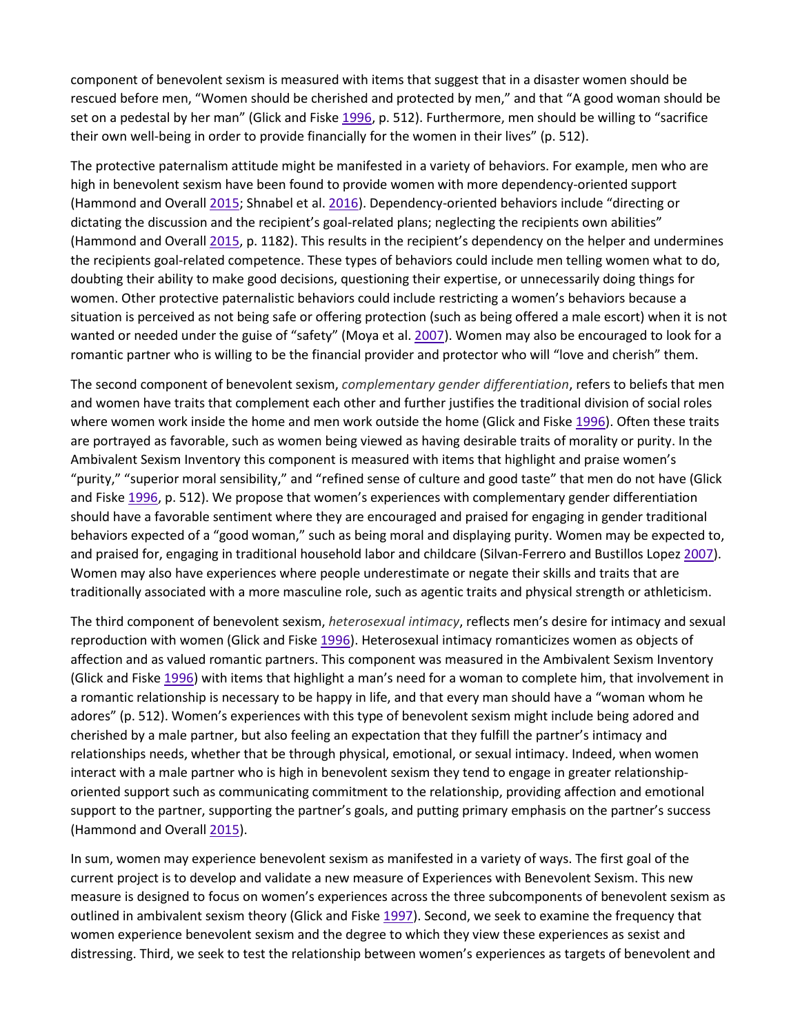component of benevolent sexism is measured with items that suggest that in a disaster women should be rescued before men, “Women should be cherished and protected by men,” and that “A good woman should be set on a pedestal by her man” (Glick and Fiske 1996, p. 512). Furthermore, men should be willing to “sacrifice their own well-being in order to provide financially for the women in their lives” (p. 512).

The protective paternalism attitude might be manifested in a variety of behaviors. For example, men who are high in benevolent sexism have been found to provide women with more dependency-oriented support (Hammond and Overall 2015; Shnabel et al. 2016). Dependency-oriented behaviors include “directing or dictating the discussion and the recipient’s goal-related plans; neglecting the recipients own abilities” (Hammond and Overall 2015, p. 1182). This results in the recipient’s dependency on the helper and undermines the recipients goal-related competence. These types of behaviors could include men telling women what to do, doubting their ability to make good decisions, questioning their expertise, or unnecessarily doing things for women. Other protective paternalistic behaviors could include restricting a women’s behaviors because a situation is perceived as not being safe or offering protection (such as being offered a male escort) when it is not wanted or needed under the guise of “safety” (Moya et al. 2007). Women may also be encouraged to look for a romantic partner who is willing to be the financial provider and protector who will “love and cherish” them.

The second component of benevolent sexism, *complementary gender differentiation*, refers to beliefs that men and women have traits that complement each other and further justifies the traditional division of social roles where women work inside the home and men work outside the home (Glick and Fiske 1996). Often these traits are portrayed as favorable, such as women being viewed as having desirable traits of morality or purity. In the Ambivalent Sexism Inventory this component is measured with items that highlight and praise women’s “purity,” “superior moral sensibility,” and “refined sense of culture and good taste” that men do not have (Glick and Fiske 1996, p. 512). We propose that women’s experiences with complementary gender differentiation should have a favorable sentiment where they are encouraged and praised for engaging in gender traditional behaviors expected of a “good woman,” such as being moral and displaying purity. Women may be expected to, and praised for, engaging in traditional household labor and childcare (Silvan-Ferrero and Bustillos Lopez 2007). Women may also have experiences where people underestimate or negate their skills and traits that are traditionally associated with a more masculine role, such as agentic traits and physical strength or athleticism.

The third component of benevolent sexism, *heterosexual intimacy*, reflects men’s desire for intimacy and sexual reproduction with women (Glick and Fiske 1996). Heterosexual intimacy romanticizes women as objects of affection and as valued romantic partners. This component was measured in the Ambivalent Sexism Inventory (Glick and Fiske 1996) with items that highlight a man’s need for a woman to complete him, that involvement in a romantic relationship is necessary to be happy in life, and that every man should have a “woman whom he adores” (p. 512). Women’s experiences with this type of benevolent sexism might include being adored and cherished by a male partner, but also feeling an expectation that they fulfill the partner’s intimacy and relationships needs, whether that be through physical, emotional, or sexual intimacy. Indeed, when women interact with a male partner who is high in benevolent sexism they tend to engage in greater relationship-oriented support such as communicating commitment to the relationship, providing affection and emotional support to the partner, supporting the partner’s goals, and putting primary emphasis on the partner’s success (Hammond and Overall 2015).

In sum, women may experience benevolent sexism as manifested in a variety of ways. The first goal of the current project is to develop and validate a new measure of Experiences with Benevolent Sexism. This new measure is designed to focus on women’s experiences across the three subcomponents of benevolent sexism as outlined in ambivalent sexism theory (Glick and Fiske 1997). Second, we seek to examine the frequency that women experience benevolent sexism and the degree to which they view these experiences as sexist and distressing. Third, we seek to test the relationship between women’s experiences as targets of benevolent and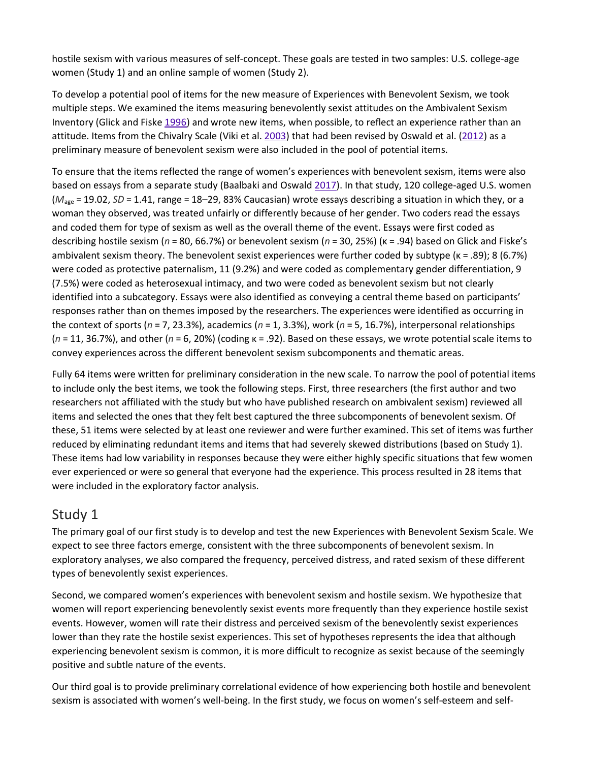hostile sexism with various measures of self-concept. These goals are tested in two samples: U.S. college-age women (Study 1) and an online sample of women (Study 2).

To develop a potential pool of items for the new measure of Experiences with Benevolent Sexism, we took multiple steps. We examined the items measuring benevolently sexist attitudes on the Ambivalent Sexism Inventory (Glick and Fiske 1996) and wrote new items, when possible, to reflect an experience rather than an attitude. Items from the Chivalry Scale (Viki et al. 2003) that had been revised by Oswald et al. (2012) as a preliminary measure of benevolent sexism were also included in the pool of potential items.

To ensure that the items reflected the range of women's experiences with benevolent sexism, items were also based on essays from a separate study (Baalbaki and Oswald 2017). In that study, 120 college-aged U.S. women ($M_{age}$ = 19.02, *SD* = 1.41, range = 18–29, 83% Caucasian) wrote essays describing a situation in which they, or a woman they observed, was treated unfairly or differently because of her gender. Two coders read the essays and coded them for type of sexism as well as the overall theme of the event. Essays were first coded as describing hostile sexism (*n* = 80, 66.7%) or benevolent sexism (*n* = 30, 25%) (κ = .94) based on Glick and Fiske's ambivalent sexism theory. The benevolent sexist experiences were further coded by subtype (κ = .89); 8 (6.7%) were coded as protective paternalism, 11 (9.2%) and were coded as complementary gender differentiation, 9 (7.5%) were coded as heterosexual intimacy, and two were coded as benevolent sexism but not clearly identified into a subcategory. Essays were also identified as conveying a central theme based on participants' responses rather than on themes imposed by the researchers. The experiences were identified as occurring in the context of sports (*n* = 7, 23.3%), academics (*n* = 1, 3.3%), work (*n* = 5, 16.7%), interpersonal relationships (*n* = 11, 36.7%), and other (*n* = 6, 20%) (coding κ = .92). Based on these essays, we wrote potential scale items to convey experiences across the different benevolent sexism subcomponents and thematic areas.

Fully 64 items were written for preliminary consideration in the new scale. To narrow the pool of potential items to include only the best items, we took the following steps. First, three researchers (the first author and two researchers not affiliated with the study but who have published research on ambivalent sexism) reviewed all items and selected the ones that they felt best captured the three subcomponents of benevolent sexism. Of these, 51 items were selected by at least one reviewer and were further examined. This set of items was further reduced by eliminating redundant items and items that had severely skewed distributions (based on Study 1). These items had low variability in responses because they were either highly specific situations that few women ever experienced or were so general that everyone had the experience. This process resulted in 28 items that were included in the exploratory factor analysis.

## Study 1

The primary goal of our first study is to develop and test the new Experiences with Benevolent Sexism Scale. We expect to see three factors emerge, consistent with the three subcomponents of benevolent sexism. In exploratory analyses, we also compared the frequency, perceived distress, and rated sexism of these different types of benevolently sexist experiences.

Second, we compared women's experiences with benevolent sexism and hostile sexism. We hypothesize that women will report experiencing benevolently sexist events more frequently than they experience hostile sexist events. However, women will rate their distress and perceived sexism of the benevolently sexist experiences lower than they rate the hostile sexist experiences. This set of hypotheses represents the idea that although experiencing benevolent sexism is common, it is more difficult to recognize as sexist because of the seemingly positive and subtle nature of the events.

Our third goal is to provide preliminary correlational evidence of how experiencing both hostile and benevolent sexism is associated with women's well-being. In the first study, we focus on women's self-esteem and self-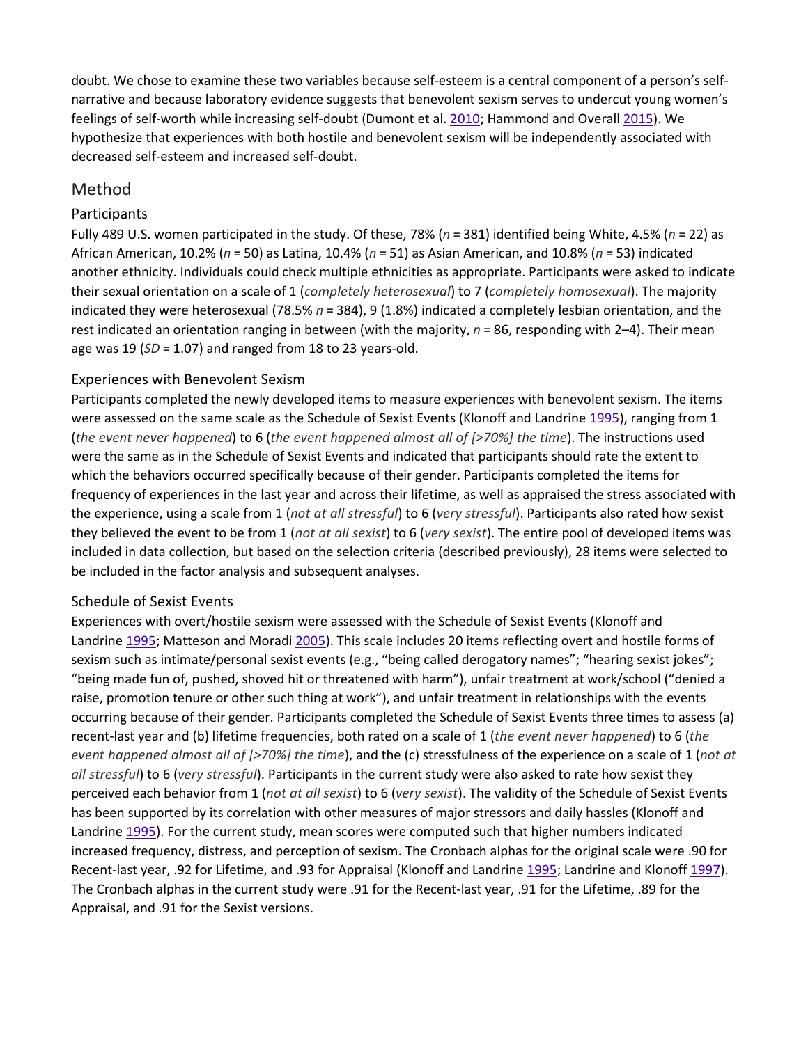doubt. We chose to examine these two variables because self-esteem is a central component of a person's self-narrative and because laboratory evidence suggests that benevolent sexism serves to undercut young women's feelings of self-worth while increasing self-doubt (Dumont et al. 2010; Hammond and Overall 2015). We hypothesize that experiences with both hostile and benevolent sexism will be independently associated with decreased self-esteem and increased self-doubt.

## Method

### Participants

Fully 489 U.S. women participated in the study. Of these, 78% (*n* = 381) identified being White, 4.5% (*n* = 22) as African American, 10.2% (*n* = 50) as Latina, 10.4% (*n* = 51) as Asian American, and 10.8% (*n* = 53) indicated another ethnicity. Individuals could check multiple ethnicities as appropriate. Participants were asked to indicate their sexual orientation on a scale of 1 (*completely heterosexual*) to 7 (*completely homosexual*). The majority indicated they were heterosexual (78.5% *n* = 384), 9 (1.8%) indicated a completely lesbian orientation, and the rest indicated an orientation ranging in between (with the majority, *n* = 86, responding with 2–4). Their mean age was 19 (*SD* = 1.07) and ranged from 18 to 23 years-old.

### Experiences with Benevolent Sexism

Participants completed the newly developed items to measure experiences with benevolent sexism. The items were assessed on the same scale as the Schedule of Sexist Events (Klonoff and Landrine 1995), ranging from 1 (*the event never happened*) to 6 (*the event happened almost all of [>70%] the time*). The instructions used were the same as in the Schedule of Sexist Events and indicated that participants should rate the extent to which the behaviors occurred specifically because of their gender. Participants completed the items for frequency of experiences in the last year and across their lifetime, as well as appraised the stress associated with the experience, using a scale from 1 (*not at all stressful*) to 6 (*very stressful*). Participants also rated how sexist they believed the event to be from 1 (*not at all sexist*) to 6 (*very sexist*). The entire pool of developed items was included in data collection, but based on the selection criteria (described previously), 28 items were selected to be included in the factor analysis and subsequent analyses.

### Schedule of Sexist Events

Experiences with overt/hostile sexism were assessed with the Schedule of Sexist Events (Klonoff and Landrine 1995; Matteson and Moradi 2005). This scale includes 20 items reflecting overt and hostile forms of sexism such as intimate/personal sexist events (e.g., "being called derogatory names"; "hearing sexist jokes"; "being made fun of, pushed, shoved hit or threatened with harm"), unfair treatment at work/school ("denied a raise, promotion tenure or other such thing at work"), and unfair treatment in relationships with the events occurring because of their gender. Participants completed the Schedule of Sexist Events three times to assess (a) recent-last year and (b) lifetime frequencies, both rated on a scale of 1 (*the event never happened*) to 6 (*the event happened almost all of [>70%] the time*), and the (c) stressfulness of the experience on a scale of 1 (*not at all stressful*) to 6 (*very stressful*). Participants in the current study were also asked to rate how sexist they perceived each behavior from 1 (*not at all sexist*) to 6 (*very sexist*). The validity of the Schedule of Sexist Events has been supported by its correlation with other measures of major stressors and daily hassles (Klonoff and Landrine 1995). For the current study, mean scores were computed such that higher numbers indicated increased frequency, distress, and perception of sexism. The Cronbach alphas for the original scale were .90 for Recent-last year, .92 for Lifetime, and .93 for Appraisal (Klonoff and Landrine 1995; Landrine and Klonoff 1997). The Cronbach alphas in the current study were .91 for the Recent-last year, .91 for the Lifetime, .89 for the Appraisal, and .91 for the Sexist versions.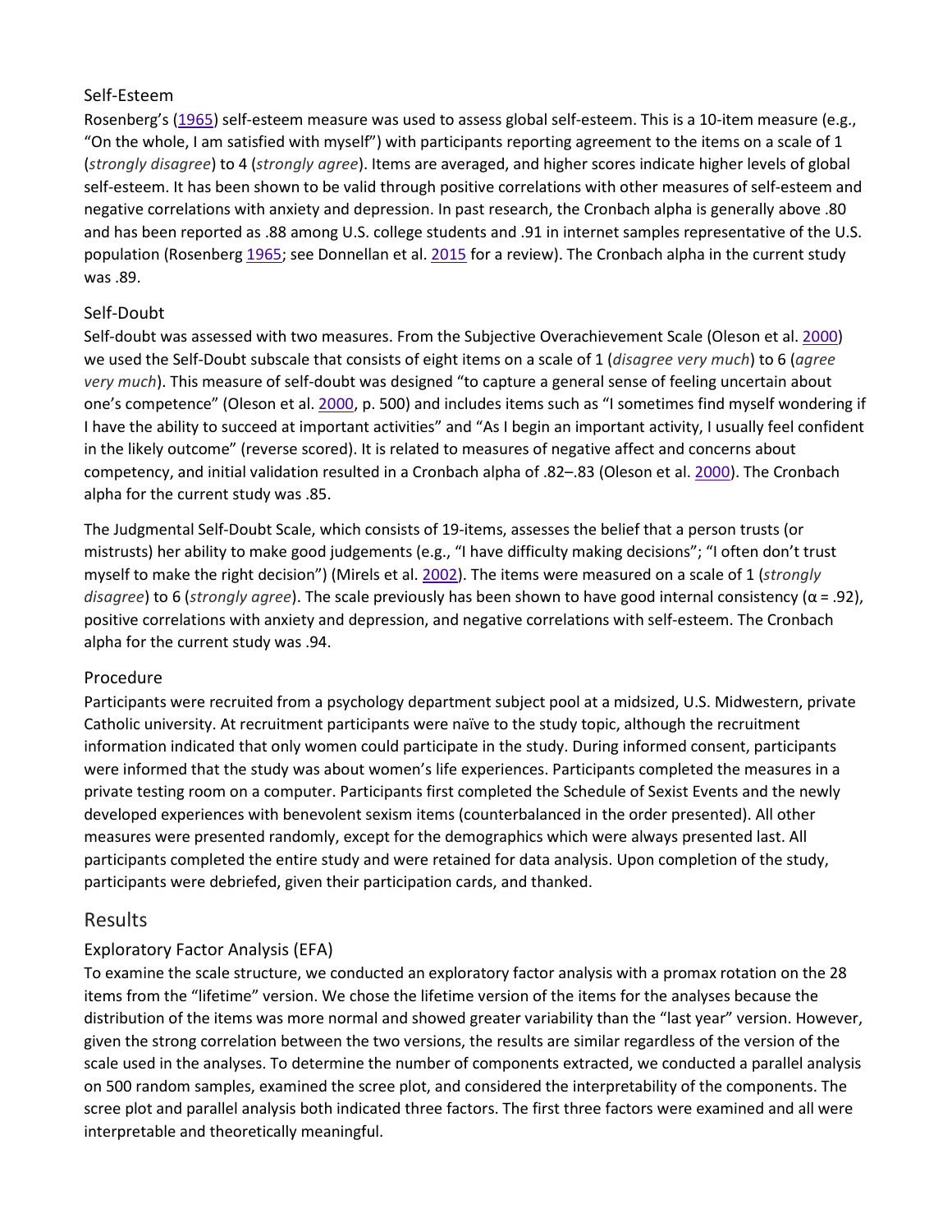### Self-Esteem

Rosenberg's (1965) self-esteem measure was used to assess global self-esteem. This is a 10-item measure (e.g., "On the whole, I am satisfied with myself") with participants reporting agreement to the items on a scale of 1 (*strongly disagree*) to 4 (*strongly agree*). Items are averaged, and higher scores indicate higher levels of global self-esteem. It has been shown to be valid through positive correlations with other measures of self-esteem and negative correlations with anxiety and depression. In past research, the Cronbach alpha is generally above .80 and has been reported as .88 among U.S. college students and .91 in internet samples representative of the U.S. population (Rosenberg 1965; see Donnellan et al. 2015 for a review). The Cronbach alpha in the current study was .89.

### Self-Doubt

Self-doubt was assessed with two measures. From the Subjective Overachievement Scale (Oleson et al. 2000) we used the Self-Doubt subscale that consists of eight items on a scale of 1 (*disagree very much*) to 6 (*agree very much*). This measure of self-doubt was designed "to capture a general sense of feeling uncertain about one's competence" (Oleson et al. 2000, p. 500) and includes items such as "I sometimes find myself wondering if I have the ability to succeed at important activities" and "As I begin an important activity, I usually feel confident in the likely outcome" (reverse scored). It is related to measures of negative affect and concerns about competency, and initial validation resulted in a Cronbach alpha of .82–.83 (Oleson et al. 2000). The Cronbach alpha for the current study was .85.

The Judgmental Self-Doubt Scale, which consists of 19-items, assesses the belief that a person trusts (or mistrusts) her ability to make good judgements (e.g., "I have difficulty making decisions"; "I often don't trust myself to make the right decision") (Mirels et al. 2002). The items were measured on a scale of 1 (*strongly disagree*) to 6 (*strongly agree*). The scale previously has been shown to have good internal consistency ($\alpha = .92$), positive correlations with anxiety and depression, and negative correlations with self-esteem. The Cronbach alpha for the current study was .94.

### Procedure

Participants were recruited from a psychology department subject pool at a midsized, U.S. Midwestern, private Catholic university. At recruitment participants were naïve to the study topic, although the recruitment information indicated that only women could participate in the study. During informed consent, participants were informed that the study was about women's life experiences. Participants completed the measures in a private testing room on a computer. Participants first completed the Schedule of Sexist Events and the newly developed experiences with benevolent sexism items (counterbalanced in the order presented). All other measures were presented randomly, except for the demographics which were always presented last. All participants completed the entire study and were retained for data analysis. Upon completion of the study, participants were debriefed, given their participation cards, and thanked.

## Results

### Exploratory Factor Analysis (EFA)

To examine the scale structure, we conducted an exploratory factor analysis with a promax rotation on the 28 items from the "lifetime" version. We chose the lifetime version of the items for the analyses because the distribution of the items was more normal and showed greater variability than the "last year" version. However, given the strong correlation between the two versions, the results are similar regardless of the version of the scale used in the analyses. To determine the number of components extracted, we conducted a parallel analysis on 500 random samples, examined the scree plot, and considered the interpretability of the components. The scree plot and parallel analysis both indicated three factors. The first three factors were examined and all were interpretable and theoretically meaningful.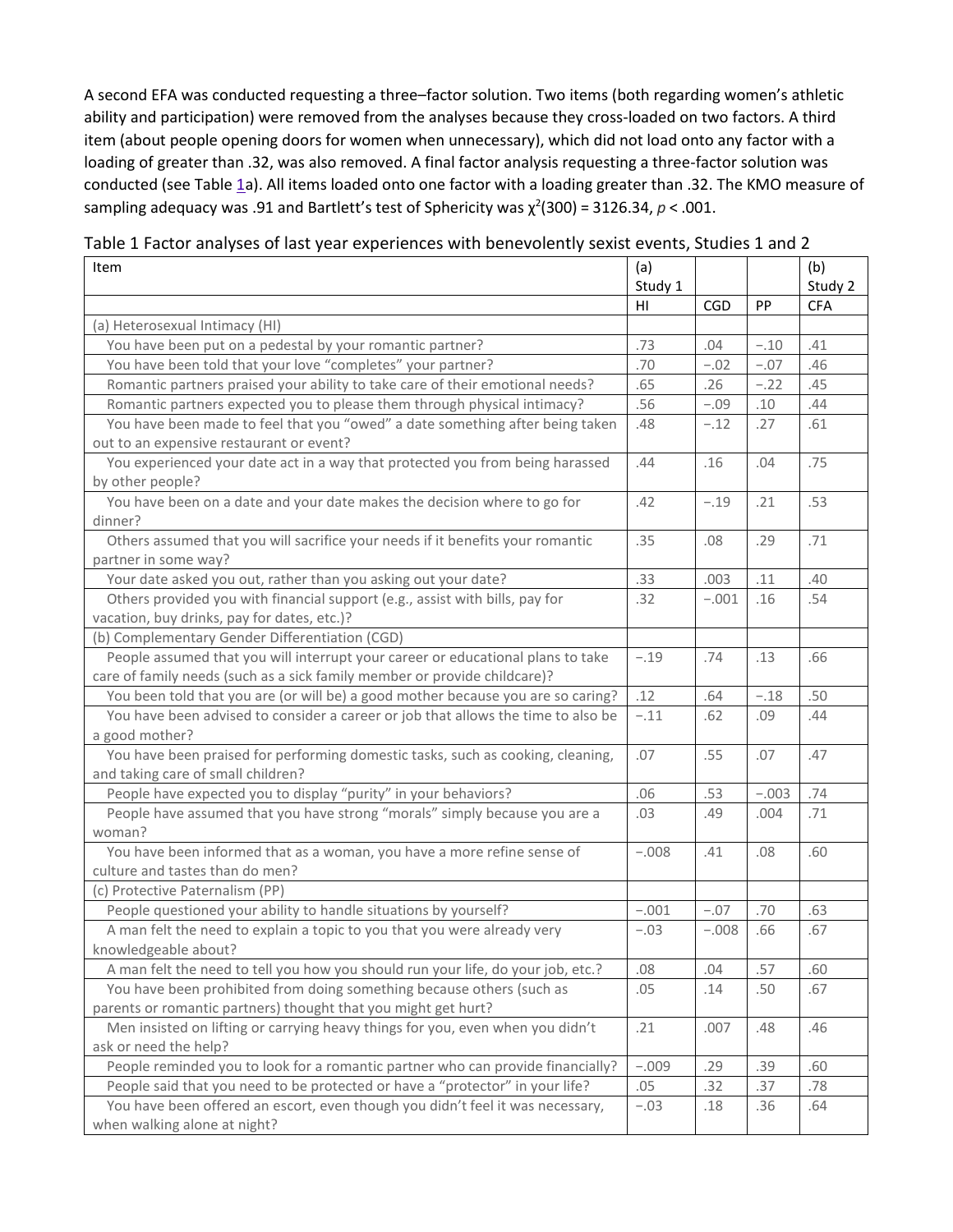A second EFA was conducted requesting a three–factor solution. Two items (both regarding women's athletic ability and participation) were removed from the analyses because they cross-loaded on two factors. A third item (about people opening doors for women when unnecessary), which did not load onto any factor with a loading of greater than .32, was also removed. A final factor analysis requesting a three-factor solution was conducted (see Table 1a). All items loaded onto one factor with a loading greater than .32. The KMO measure of sampling adequacy was .91 and Bartlett's test of Sphericity was $\chi^2(300) = 3126.34$, $p < .001$.

Table 1 Factor analyses of last year experiences with benevolently sexist events, Studies 1 and 2

| Item | (a) Study 1 | | | (b) Study 2 |
|---|---|---|---|---|
| | HI | CGD | PP | CFA |
| (a) Heterosexual Intimacy (HI) | | | | |
| You have been put on a pedestal by your romantic partner? | .73 | .04 | −.10 | .41 |
| You have been told that your love "completes" your partner? | .70 | −.02 | −.07 | .46 |
| Romantic partners praised your ability to take care of their emotional needs? | .65 | .26 | −.22 | .45 |
| Romantic partners expected you to please them through physical intimacy? | .56 | −.09 | .10 | .44 |
| You have been made to feel that you "owed" a date something after being taken out to an expensive restaurant or event? | .48 | −.12 | .27 | .61 |
| You experienced your date act in a way that protected you from being harassed by other people? | .44 | .16 | .04 | .75 |
| You have been on a date and your date makes the decision where to go for dinner? | .42 | −.19 | .21 | .53 |
| Others assumed that you will sacrifice your needs if it benefits your romantic partner in some way? | .35 | .08 | .29 | .71 |
| Your date asked you out, rather than you asking out your date? | .33 | .003 | .11 | .40 |
| Others provided you with financial support (e.g., assist with bills, pay for vacation, buy drinks, pay for dates, etc.)? | .32 | −.001 | .16 | .54 |
| (b) Complementary Gender Differentiation (CGD) | | | | |
| People assumed that you will interrupt your career or educational plans to take care of family needs (such as a sick family member or provide childcare)? | −.19 | .74 | .13 | .66 |
| You been told that you are (or will be) a good mother because you are so caring? | .12 | .64 | −.18 | .50 |
| You have been advised to consider a career or job that allows the time to also be a good mother? | −.11 | .62 | .09 | .44 |
| You have been praised for performing domestic tasks, such as cooking, cleaning, and taking care of small children? | .07 | .55 | .07 | .47 |
| People have expected you to display "purity" in your behaviors? | .06 | .53 | −.003 | .74 |
| People have assumed that you have strong "morals" simply because you are a woman? | .03 | .49 | .004 | .71 |
| You have been informed that as a woman, you have a more refine sense of culture and tastes than do men? | −.008 | .41 | .08 | .60 |
| (c) Protective Paternalism (PP) | | | | |
| People questioned your ability to handle situations by yourself? | −.001 | −.07 | .70 | .63 |
| A man felt the need to explain a topic to you that you were already very knowledgeable about? | −.03 | −.008 | .66 | .67 |
| A man felt the need to tell you how you should run your life, do your job, etc.? | .08 | .04 | .57 | .60 |
| You have been prohibited from doing something because others (such as parents or romantic partners) thought that you might get hurt? | .05 | .14 | .50 | .67 |
| Men insisted on lifting or carrying heavy things for you, even when you didn't ask or need the help? | .21 | .007 | .48 | .46 |
| People reminded you to look for a romantic partner who can provide financially? | −.009 | .29 | .39 | .60 |
| People said that you need to be protected or have a "protector" in your life? | .05 | .32 | .37 | .78 |
| You have been offered an escort, even though you didn't feel it was necessary, when walking alone at night? | −.03 | .18 | .36 | .64 |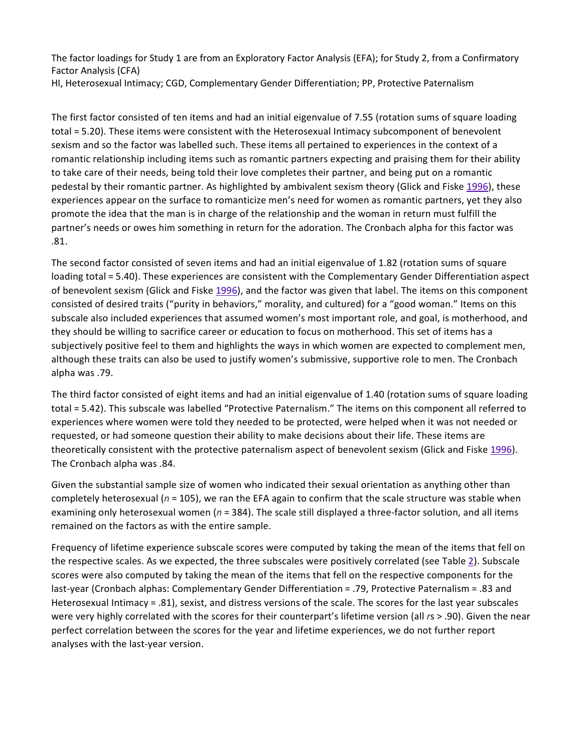The factor loadings for Study 1 are from an Exploratory Factor Analysis (EFA); for Study 2, from a Confirmatory Factor Analysis (CFA)

HI, Heterosexual Intimacy; CGD, Complementary Gender Differentiation; PP, Protective Paternalism

The first factor consisted of ten items and had an initial eigenvalue of 7.55 (rotation sums of square loading total = 5.20). These items were consistent with the Heterosexual Intimacy subcomponent of benevolent sexism and so the factor was labelled such. These items all pertained to experiences in the context of a romantic relationship including items such as romantic partners expecting and praising them for their ability to take care of their needs, being told their love completes their partner, and being put on a romantic pedestal by their romantic partner. As highlighted by ambivalent sexism theory (Glick and Fiske 1996), these experiences appear on the surface to romanticize men's need for women as romantic partners, yet they also promote the idea that the man is in charge of the relationship and the woman in return must fulfill the partner's needs or owes him something in return for the adoration. The Cronbach alpha for this factor was .81.

The second factor consisted of seven items and had an initial eigenvalue of 1.82 (rotation sums of square loading total = 5.40). These experiences are consistent with the Complementary Gender Differentiation aspect of benevolent sexism (Glick and Fiske 1996), and the factor was given that label. The items on this component consisted of desired traits ("purity in behaviors," morality, and cultured) for a "good woman." Items on this subscale also included experiences that assumed women's most important role, and goal, is motherhood, and they should be willing to sacrifice career or education to focus on motherhood. This set of items has a subjectively positive feel to them and highlights the ways in which women are expected to complement men, although these traits can also be used to justify women's submissive, supportive role to men. The Cronbach alpha was .79.

The third factor consisted of eight items and had an initial eigenvalue of 1.40 (rotation sums of square loading total = 5.42). This subscale was labelled "Protective Paternalism." The items on this component all referred to experiences where women were told they needed to be protected, were helped when it was not needed or requested, or had someone question their ability to make decisions about their life. These items are theoretically consistent with the protective paternalism aspect of benevolent sexism (Glick and Fiske 1996). The Cronbach alpha was .84.

Given the substantial sample size of women who indicated their sexual orientation as anything other than completely heterosexual ($n$ = 105), we ran the EFA again to confirm that the scale structure was stable when examining only heterosexual women ($n$ = 384). The scale still displayed a three-factor solution, and all items remained on the factors as with the entire sample.

Frequency of lifetime experience subscale scores were computed by taking the mean of the items that fell on the respective scales. As we expected, the three subscales were positively correlated (see Table 2). Subscale scores were also computed by taking the mean of the items that fell on the respective components for the last-year (Cronbach alphas: Complementary Gender Differentiation = .79, Protective Paternalism = .83 and Heterosexual Intimacy = .81), sexist, and distress versions of the scale. The scores for the last year subscales were very highly correlated with the scores for their counterpart's lifetime version (all $r$s > .90). Given the near perfect correlation between the scores for the year and lifetime experiences, we do not further report analyses with the last-year version.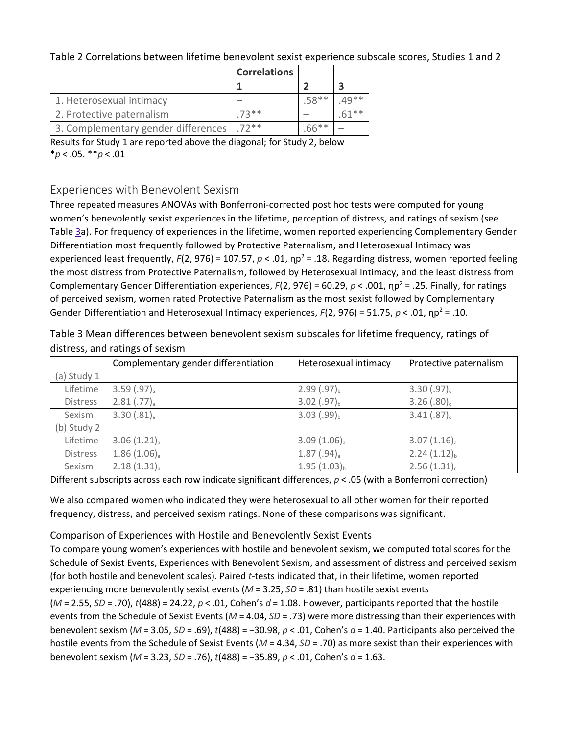Table 2 Correlations between lifetime benevolent sexist experience subscale scores, Studies 1 and 2

| | Correlations | | |
|---|---|---|---|
| | 1 | 2 | 3 |
| 1. Heterosexual intimacy | – | .58** | .49** |
| 2. Protective paternalism | .73** | – | .61** |
| 3. Complementary gender differences | .72** | .66** | – |

Results for Study 1 are reported above the diagonal; for Study 2, below
*$p < .05$. **$p < .01$

## Experiences with Benevolent Sexism

Three repeated measures ANOVAs with Bonferroni-corrected post hoc tests were computed for young women's benevolently sexist experiences in the lifetime, perception of distress, and ratings of sexism (see Table 3a). For frequency of experiences in the lifetime, women reported experiencing Complementary Gender Differentiation most frequently followed by Protective Paternalism, and Heterosexual Intimacy was experienced least frequently, $F(2, 976) = 107.57$, $p < .01$, $\eta p^2 = .18$. Regarding distress, women reported feeling the most distress from Protective Paternalism, followed by Heterosexual Intimacy, and the least distress from Complementary Gender Differentiation experiences, $F(2, 976) = 60.29$, $p < .001$, $\eta p^2 = .25$. Finally, for ratings of perceived sexism, women rated Protective Paternalism as the most sexist followed by Complementary Gender Differentiation and Heterosexual Intimacy experiences, $F(2, 976) = 51.75$, $p < .01$, $\eta p^2 = .10$.

Table 3 Mean differences between benevolent sexism subscales for lifetime frequency, ratings of distress, and ratings of sexism

| | Complementary gender differentiation | Heterosexual intimacy | Protective paternalism |
|---|---|---|---|
| (a) Study 1 | | | |
| Lifetime | $3.59\ (.97)_a$ | $2.99\ (.97)_b$ | $3.30\ (.97)_c$ |
| Distress | $2.81\ (.77)_a$ | $3.02\ (.97)_b$ | $3.26\ (.80)_c$ |
| Sexism | $3.30\ (.81)_a$ | $3.03\ (.99)_b$ | $3.41\ (.87)_c$ |
| (b) Study 2 | | | |
| Lifetime | $3.06\ (1.21)_a$ | $3.09\ (1.06)_a$ | $3.07\ (1.16)_a$ |
| Distress | $1.86\ (1.06)_a$ | $1.87\ (.94)_a$ | $2.24\ (1.12)_b$ |
| Sexism | $2.18\ (1.31)_a$ | $1.95\ (1.03)_b$ | $2.56\ (1.31)_c$ |

Different subscripts across each row indicate significant differences, $p < .05$ (with a Bonferroni correction)

We also compared women who indicated they were heterosexual to all other women for their reported frequency, distress, and perceived sexism ratings. None of these comparisons was significant.

### Comparison of Experiences with Hostile and Benevolently Sexist Events

To compare young women's experiences with hostile and benevolent sexism, we computed total scores for the Schedule of Sexist Events, Experiences with Benevolent Sexism, and assessment of distress and perceived sexism (for both hostile and benevolent scales). Paired *t*-tests indicated that, in their lifetime, women reported experiencing more benevolently sexist events ($M = 3.25$, $SD = .81$) than hostile sexist events ($M = 2.55$, $SD = .70$), $t(488) = 24.22$, $p < .01$, Cohen's $d = 1.08$. However, participants reported that the hostile events from the Schedule of Sexist Events ($M = 4.04$, $SD = .73$) were more distressing than their experiences with benevolent sexism ($M = 3.05$, $SD = .69$), $t(488) = -30.98$, $p < .01$, Cohen's $d = 1.40$. Participants also perceived the hostile events from the Schedule of Sexist Events ($M = 4.34$, $SD = .70$) as more sexist than their experiences with benevolent sexism ($M = 3.23$, $SD = .76$), $t(488) = -35.89$, $p < .01$, Cohen's $d = 1.63$.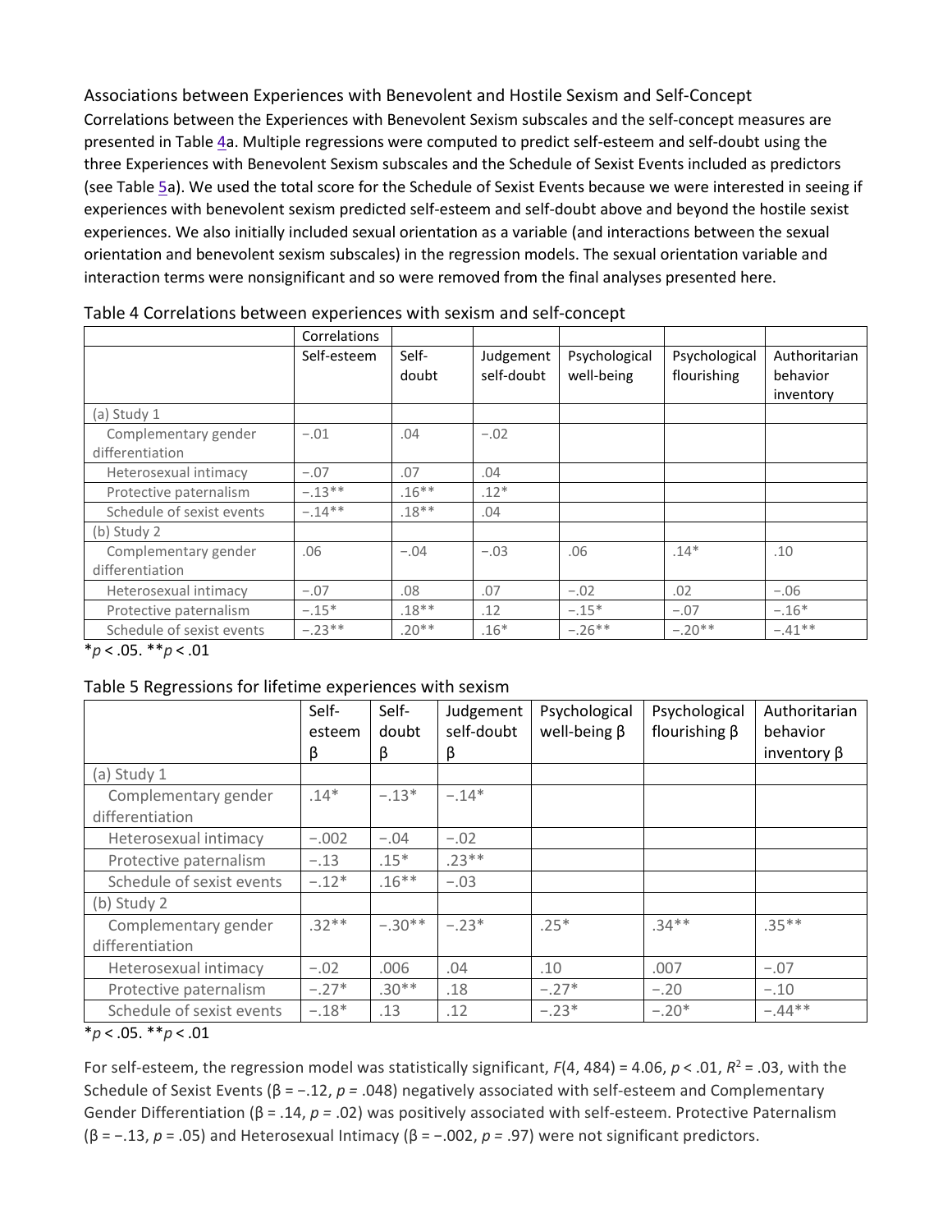## Associations between Experiences with Benevolent and Hostile Sexism and Self-Concept

Correlations between the Experiences with Benevolent Sexism subscales and the self-concept measures are presented in Table 4a. Multiple regressions were computed to predict self-esteem and self-doubt using the three Experiences with Benevolent Sexism subscales and the Schedule of Sexist Events included as predictors (see Table 5a). We used the total score for the Schedule of Sexist Events because we were interested in seeing if experiences with benevolent sexism predicted self-esteem and self-doubt above and beyond the hostile sexist experiences. We also initially included sexual orientation as a variable (and interactions between the sexual orientation and benevolent sexism subscales) in the regression models. The sexual orientation variable and interaction terms were nonsignificant and so were removed from the final analyses presented here.

Table 4 Correlations between experiences with sexism and self-concept

| | Correlations | | | | | |
|---|---|---|---|---|---|---|
| | Self-esteem | Self-doubt | Judgement self-doubt | Psychological well-being | Psychological flourishing | Authoritarian behavior inventory |
| (a) Study 1 | | | | | | |
| Complementary gender differentiation | −.01 | .04 | −.02 | | | |
| Heterosexual intimacy | −.07 | .07 | .04 | | | |
| Protective paternalism | −.13** | .16** | .12* | | | |
| Schedule of sexist events | −.14** | .18** | .04 | | | |
| (b) Study 2 | | | | | | |
| Complementary gender differentiation | .06 | −.04 | −.03 | .06 | .14* | .10 |
| Heterosexual intimacy | −.07 | .08 | .07 | −.02 | .02 | −.06 |
| Protective paternalism | −.15* | .18** | .12 | −.15* | −.07 | −.16* |
| Schedule of sexist events | −.23** | .20** | .16* | −.26** | −.20** | −.41** |

*$p < .05$. **$p < .01$

Table 5 Regressions for lifetime experiences with sexism

| | Self-esteem β | Self-doubt β | Judgement self-doubt β | Psychological well-being β | Psychological flourishing β | Authoritarian behavior inventory β |
|---|---|---|---|---|---|---|
| (a) Study 1 | | | | | | |
| Complementary gender differentiation | .14* | −.13* | −.14* | | | |
| Heterosexual intimacy | −.002 | −.04 | −.02 | | | |
| Protective paternalism | −.13 | .15* | .23** | | | |
| Schedule of sexist events | −.12* | .16** | −.03 | | | |
| (b) Study 2 | | | | | | |
| Complementary gender differentiation | .32** | −.30** | −.23* | .25* | .34** | .35** |
| Heterosexual intimacy | −.02 | .006 | .04 | .10 | .007 | −.07 |
| Protective paternalism | −.27* | .30** | .18 | −.27* | −.20 | −.10 |
| Schedule of sexist events | −.18* | .13 | .12 | −.23* | −.20* | −.44** |

*$p < .05$. **$p < .01$

For self-esteem, the regression model was statistically significant, $F(4, 484) = 4.06$, $p < .01$, $R^2 = .03$, with the Schedule of Sexist Events (β = −.12, $p = .048$) negatively associated with self-esteem and Complementary Gender Differentiation (β = .14, $p = .02$) was positively associated with self-esteem. Protective Paternalism (β = −.13, $p = .05$) and Heterosexual Intimacy (β = −.002, $p = .97$) were not significant predictors.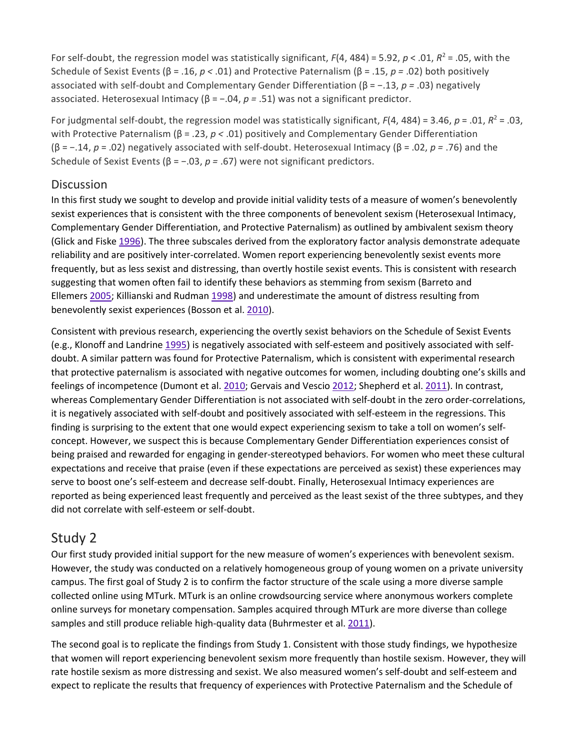For self-doubt, the regression model was statistically significant, $F(4, 484) = 5.92$, $p < .01$, $R^2 = .05$, with the Schedule of Sexist Events ($\beta = .16$, $p < .01$) and Protective Paternalism ($\beta = .15$, $p = .02$) both positively associated with self-doubt and Complementary Gender Differentiation ($\beta = -.13$, $p = .03$) negatively associated. Heterosexual Intimacy ($\beta = -.04$, $p = .51$) was not a significant predictor.

For judgmental self-doubt, the regression model was statistically significant, $F(4, 484) = 3.46$, $p = .01$, $R^2 = .03$, with Protective Paternalism ($\beta = .23$, $p < .01$) positively and Complementary Gender Differentiation ($\beta = -.14$, $p = .02$) negatively associated with self-doubt. Heterosexual Intimacy ($\beta = .02$, $p = .76$) and the Schedule of Sexist Events ($\beta = -.03$, $p = .67$) were not significant predictors.

## Discussion

In this first study we sought to develop and provide initial validity tests of a measure of women's benevolently sexist experiences that is consistent with the three components of benevolent sexism (Heterosexual Intimacy, Complementary Gender Differentiation, and Protective Paternalism) as outlined by ambivalent sexism theory (Glick and Fiske 1996). The three subscales derived from the exploratory factor analysis demonstrate adequate reliability and are positively inter-correlated. Women report experiencing benevolently sexist events more frequently, but as less sexist and distressing, than overtly hostile sexist events. This is consistent with research suggesting that women often fail to identify these behaviors as stemming from sexism (Barreto and Ellemers 2005; Killianski and Rudman 1998) and underestimate the amount of distress resulting from benevolently sexist experiences (Bosson et al. 2010).

Consistent with previous research, experiencing the overtly sexist behaviors on the Schedule of Sexist Events (e.g., Klonoff and Landrine 1995) is negatively associated with self-esteem and positively associated with self-doubt. A similar pattern was found for Protective Paternalism, which is consistent with experimental research that protective paternalism is associated with negative outcomes for women, including doubting one's skills and feelings of incompetence (Dumont et al. 2010; Gervais and Vescio 2012; Shepherd et al. 2011). In contrast, whereas Complementary Gender Differentiation is not associated with self-doubt in the zero order-correlations, it is negatively associated with self-doubt and positively associated with self-esteem in the regressions. This finding is surprising to the extent that one would expect experiencing sexism to take a toll on women's self-concept. However, we suspect this is because Complementary Gender Differentiation experiences consist of being praised and rewarded for engaging in gender-stereotyped behaviors. For women who meet these cultural expectations and receive that praise (even if these expectations are perceived as sexist) these experiences may serve to boost one's self-esteem and decrease self-doubt. Finally, Heterosexual Intimacy experiences are reported as being experienced least frequently and perceived as the least sexist of the three subtypes, and they did not correlate with self-esteem or self-doubt.

# Study 2

Our first study provided initial support for the new measure of women's experiences with benevolent sexism. However, the study was conducted on a relatively homogeneous group of young women on a private university campus. The first goal of Study 2 is to confirm the factor structure of the scale using a more diverse sample collected online using MTurk. MTurk is an online crowdsourcing service where anonymous workers complete online surveys for monetary compensation. Samples acquired through MTurk are more diverse than college samples and still produce reliable high-quality data (Buhrmester et al. 2011).

The second goal is to replicate the findings from Study 1. Consistent with those study findings, we hypothesize that women will report experiencing benevolent sexism more frequently than hostile sexism. However, they will rate hostile sexism as more distressing and sexist. We also measured women's self-doubt and self-esteem and expect to replicate the results that frequency of experiences with Protective Paternalism and the Schedule of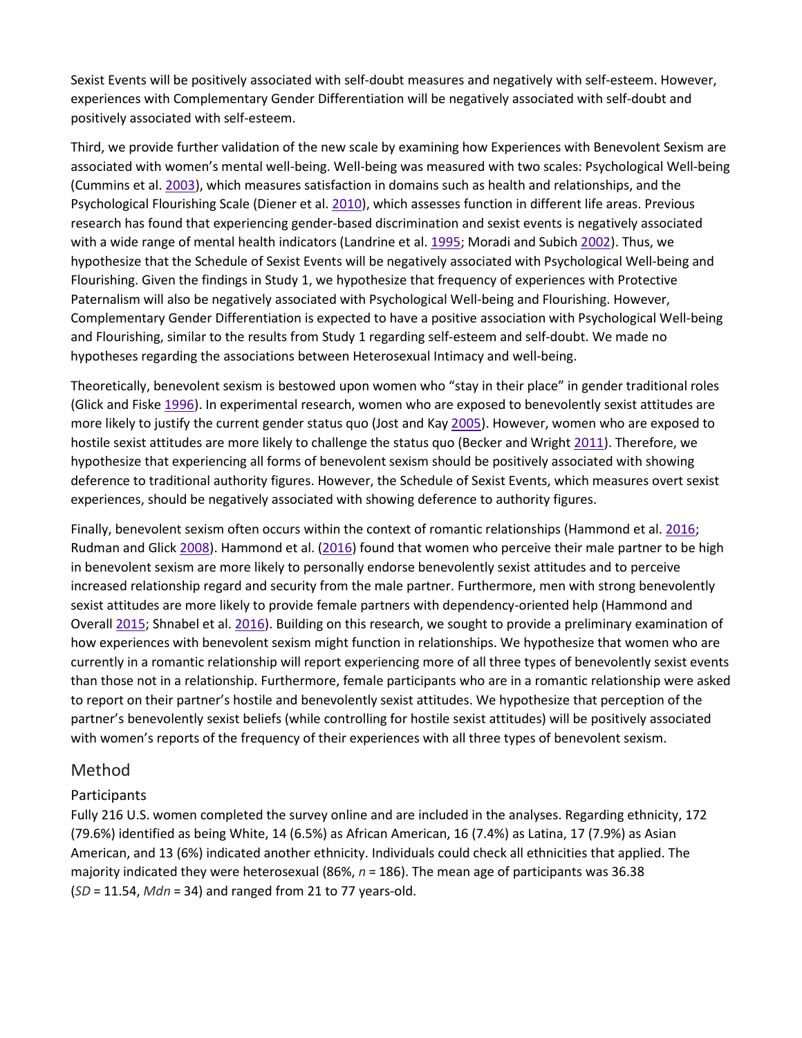Sexist Events will be positively associated with self-doubt measures and negatively with self-esteem. However, experiences with Complementary Gender Differentiation will be negatively associated with self-doubt and positively associated with self-esteem.

Third, we provide further validation of the new scale by examining how Experiences with Benevolent Sexism are associated with women's mental well-being. Well-being was measured with two scales: Psychological Well-being (Cummins et al. 2003), which measures satisfaction in domains such as health and relationships, and the Psychological Flourishing Scale (Diener et al. 2010), which assesses function in different life areas. Previous research has found that experiencing gender-based discrimination and sexist events is negatively associated with a wide range of mental health indicators (Landrine et al. 1995; Moradi and Subich 2002). Thus, we hypothesize that the Schedule of Sexist Events will be negatively associated with Psychological Well-being and Flourishing. Given the findings in Study 1, we hypothesize that frequency of experiences with Protective Paternalism will also be negatively associated with Psychological Well-being and Flourishing. However, Complementary Gender Differentiation is expected to have a positive association with Psychological Well-being and Flourishing, similar to the results from Study 1 regarding self-esteem and self-doubt. We made no hypotheses regarding the associations between Heterosexual Intimacy and well-being.

Theoretically, benevolent sexism is bestowed upon women who "stay in their place" in gender traditional roles (Glick and Fiske 1996). In experimental research, women who are exposed to benevolently sexist attitudes are more likely to justify the current gender status quo (Jost and Kay 2005). However, women who are exposed to hostile sexist attitudes are more likely to challenge the status quo (Becker and Wright 2011). Therefore, we hypothesize that experiencing all forms of benevolent sexism should be positively associated with showing deference to traditional authority figures. However, the Schedule of Sexist Events, which measures overt sexist experiences, should be negatively associated with showing deference to authority figures.

Finally, benevolent sexism often occurs within the context of romantic relationships (Hammond et al. 2016; Rudman and Glick 2008). Hammond et al. (2016) found that women who perceive their male partner to be high in benevolent sexism are more likely to personally endorse benevolently sexist attitudes and to perceive increased relationship regard and security from the male partner. Furthermore, men with strong benevolently sexist attitudes are more likely to provide female partners with dependency-oriented help (Hammond and Overall 2015; Shnabel et al. 2016). Building on this research, we sought to provide a preliminary examination of how experiences with benevolent sexism might function in relationships. We hypothesize that women who are currently in a romantic relationship will report experiencing more of all three types of benevolently sexist events than those not in a relationship. Furthermore, female participants who are in a romantic relationship were asked to report on their partner's hostile and benevolently sexist attitudes. We hypothesize that perception of the partner's benevolently sexist beliefs (while controlling for hostile sexist attitudes) will be positively associated with women's reports of the frequency of their experiences with all three types of benevolent sexism.

## Method

### Participants

Fully 216 U.S. women completed the survey online and are included in the analyses. Regarding ethnicity, 172 (79.6%) identified as being White, 14 (6.5%) as African American, 16 (7.4%) as Latina, 17 (7.9%) as Asian American, and 13 (6%) indicated another ethnicity. Individuals could check all ethnicities that applied. The majority indicated they were heterosexual (86%, $n = 186$). The mean age of participants was 36.38 ($SD = 11.54$, $Mdn = 34$) and ranged from 21 to 77 years-old.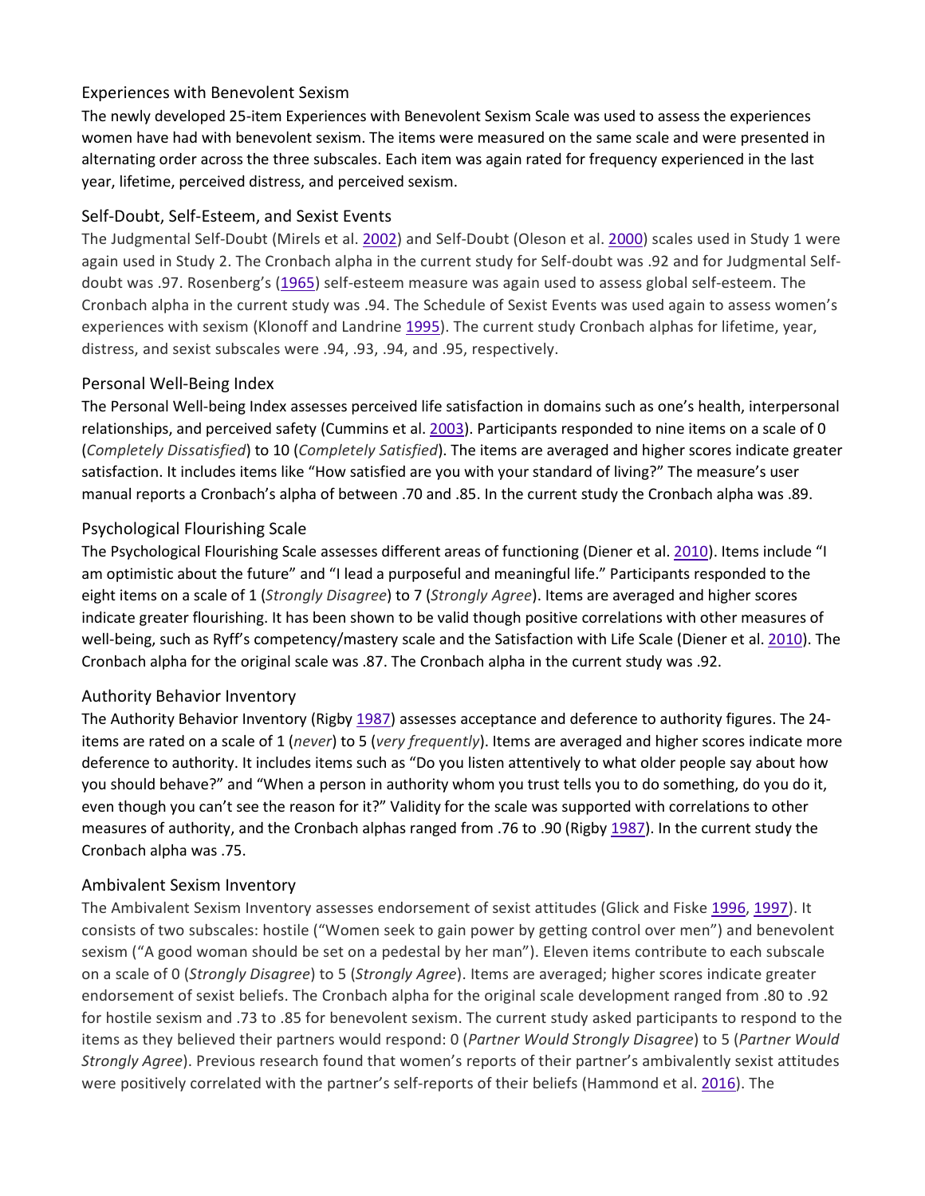### Experiences with Benevolent Sexism

The newly developed 25-item Experiences with Benevolent Sexism Scale was used to assess the experiences women have had with benevolent sexism. The items were measured on the same scale and were presented in alternating order across the three subscales. Each item was again rated for frequency experienced in the last year, lifetime, perceived distress, and perceived sexism.

### Self-Doubt, Self-Esteem, and Sexist Events

The Judgmental Self-Doubt (Mirels et al. 2002) and Self-Doubt (Oleson et al. 2000) scales used in Study 1 were again used in Study 2. The Cronbach alpha in the current study for Self-doubt was .92 and for Judgmental Self-doubt was .97. Rosenberg's (1965) self-esteem measure was again used to assess global self-esteem. The Cronbach alpha in the current study was .94. The Schedule of Sexist Events was used again to assess women's experiences with sexism (Klonoff and Landrine 1995). The current study Cronbach alphas for lifetime, year, distress, and sexist subscales were .94, .93, .94, and .95, respectively.

### Personal Well-Being Index

The Personal Well-being Index assesses perceived life satisfaction in domains such as one's health, interpersonal relationships, and perceived safety (Cummins et al. 2003). Participants responded to nine items on a scale of 0 (*Completely Dissatisfied*) to 10 (*Completely Satisfied*). The items are averaged and higher scores indicate greater satisfaction. It includes items like "How satisfied are you with your standard of living?" The measure's user manual reports a Cronbach's alpha of between .70 and .85. In the current study the Cronbach alpha was .89.

### Psychological Flourishing Scale

The Psychological Flourishing Scale assesses different areas of functioning (Diener et al. 2010). Items include "I am optimistic about the future" and "I lead a purposeful and meaningful life." Participants responded to the eight items on a scale of 1 (*Strongly Disagree*) to 7 (*Strongly Agree*). Items are averaged and higher scores indicate greater flourishing. It has been shown to be valid though positive correlations with other measures of well-being, such as Ryff's competency/mastery scale and the Satisfaction with Life Scale (Diener et al. 2010). The Cronbach alpha for the original scale was .87. The Cronbach alpha in the current study was .92.

### Authority Behavior Inventory

The Authority Behavior Inventory (Rigby 1987) assesses acceptance and deference to authority figures. The 24-items are rated on a scale of 1 (*never*) to 5 (*very frequently*). Items are averaged and higher scores indicate more deference to authority. It includes items such as "Do you listen attentively to what older people say about how you should behave?" and "When a person in authority whom you trust tells you to do something, do you do it, even though you can't see the reason for it?" Validity for the scale was supported with correlations to other measures of authority, and the Cronbach alphas ranged from .76 to .90 (Rigby 1987). In the current study the Cronbach alpha was .75.

### Ambivalent Sexism Inventory

The Ambivalent Sexism Inventory assesses endorsement of sexist attitudes (Glick and Fiske 1996, 1997). It consists of two subscales: hostile ("Women seek to gain power by getting control over men") and benevolent sexism ("A good woman should be set on a pedestal by her man"). Eleven items contribute to each subscale on a scale of 0 (*Strongly Disagree*) to 5 (*Strongly Agree*). Items are averaged; higher scores indicate greater endorsement of sexist beliefs. The Cronbach alpha for the original scale development ranged from .80 to .92 for hostile sexism and .73 to .85 for benevolent sexism. The current study asked participants to respond to the items as they believed their partners would respond: 0 (*Partner Would Strongly Disagree*) to 5 (*Partner Would Strongly Agree*). Previous research found that women's reports of their partner's ambivalently sexist attitudes were positively correlated with the partner's self-reports of their beliefs (Hammond et al. 2016). The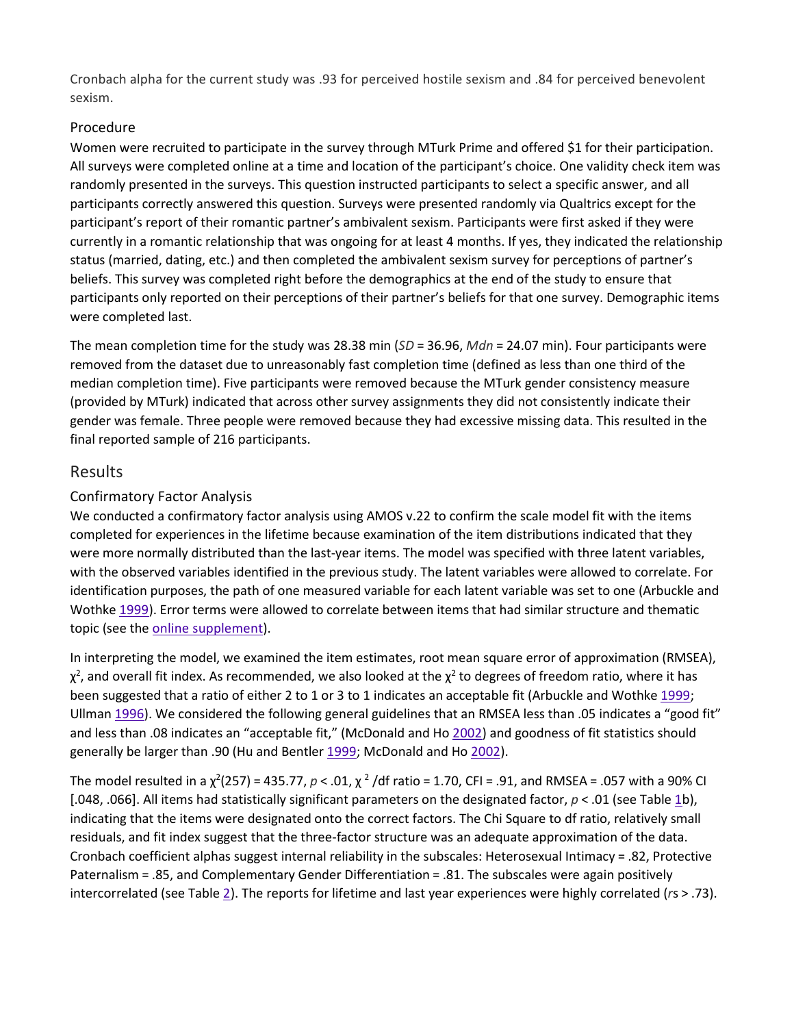Cronbach alpha for the current study was .93 for perceived hostile sexism and .84 for perceived benevolent sexism.

### Procedure

Women were recruited to participate in the survey through MTurk Prime and offered $1 for their participation. All surveys were completed online at a time and location of the participant's choice. One validity check item was randomly presented in the surveys. This question instructed participants to select a specific answer, and all participants correctly answered this question. Surveys were presented randomly via Qualtrics except for the participant's report of their romantic partner's ambivalent sexism. Participants were first asked if they were currently in a romantic relationship that was ongoing for at least 4 months. If yes, they indicated the relationship status (married, dating, etc.) and then completed the ambivalent sexism survey for perceptions of partner's beliefs. This survey was completed right before the demographics at the end of the study to ensure that participants only reported on their perceptions of their partner's beliefs for that one survey. Demographic items were completed last.

The mean completion time for the study was 28.38 min (*SD* = 36.96, *Mdn* = 24.07 min). Four participants were removed from the dataset due to unreasonably fast completion time (defined as less than one third of the median completion time). Five participants were removed because the MTurk gender consistency measure (provided by MTurk) indicated that across other survey assignments they did not consistently indicate their gender was female. Three people were removed because they had excessive missing data. This resulted in the final reported sample of 216 participants.

## Results

### Confirmatory Factor Analysis

We conducted a confirmatory factor analysis using AMOS v.22 to confirm the scale model fit with the items completed for experiences in the lifetime because examination of the item distributions indicated that they were more normally distributed than the last-year items. The model was specified with three latent variables, with the observed variables identified in the previous study. The latent variables were allowed to correlate. For identification purposes, the path of one measured variable for each latent variable was set to one (Arbuckle and Wothke 1999). Error terms were allowed to correlate between items that had similar structure and thematic topic (see the online supplement).

In interpreting the model, we examined the item estimates, root mean square error of approximation (RMSEA), $\chi^2$, and overall fit index. As recommended, we also looked at the $\chi^2$ to degrees of freedom ratio, where it has been suggested that a ratio of either 2 to 1 or 3 to 1 indicates an acceptable fit (Arbuckle and Wothke 1999; Ullman 1996). We considered the following general guidelines that an RMSEA less than .05 indicates a "good fit" and less than .08 indicates an "acceptable fit," (McDonald and Ho 2002) and goodness of fit statistics should generally be larger than .90 (Hu and Bentler 1999; McDonald and Ho 2002).

The model resulted in a $\chi^2(257) = 435.77$, $p < .01$, $\chi^2/df$ ratio = 1.70, CFI = .91, and RMSEA = .057 with a 90% CI [.048, .066]. All items had statistically significant parameters on the designated factor, $p < .01$ (see Table 1b), indicating that the items were designated onto the correct factors. The Chi Square to df ratio, relatively small residuals, and fit index suggest that the three-factor structure was an adequate approximation of the data. Cronbach coefficient alphas suggest internal reliability in the subscales: Heterosexual Intimacy = .82, Protective Paternalism = .85, and Complementary Gender Differentiation = .81. The subscales were again positively intercorrelated (see Table 2). The reports for lifetime and last year experiences were highly correlated (*r*s > .73).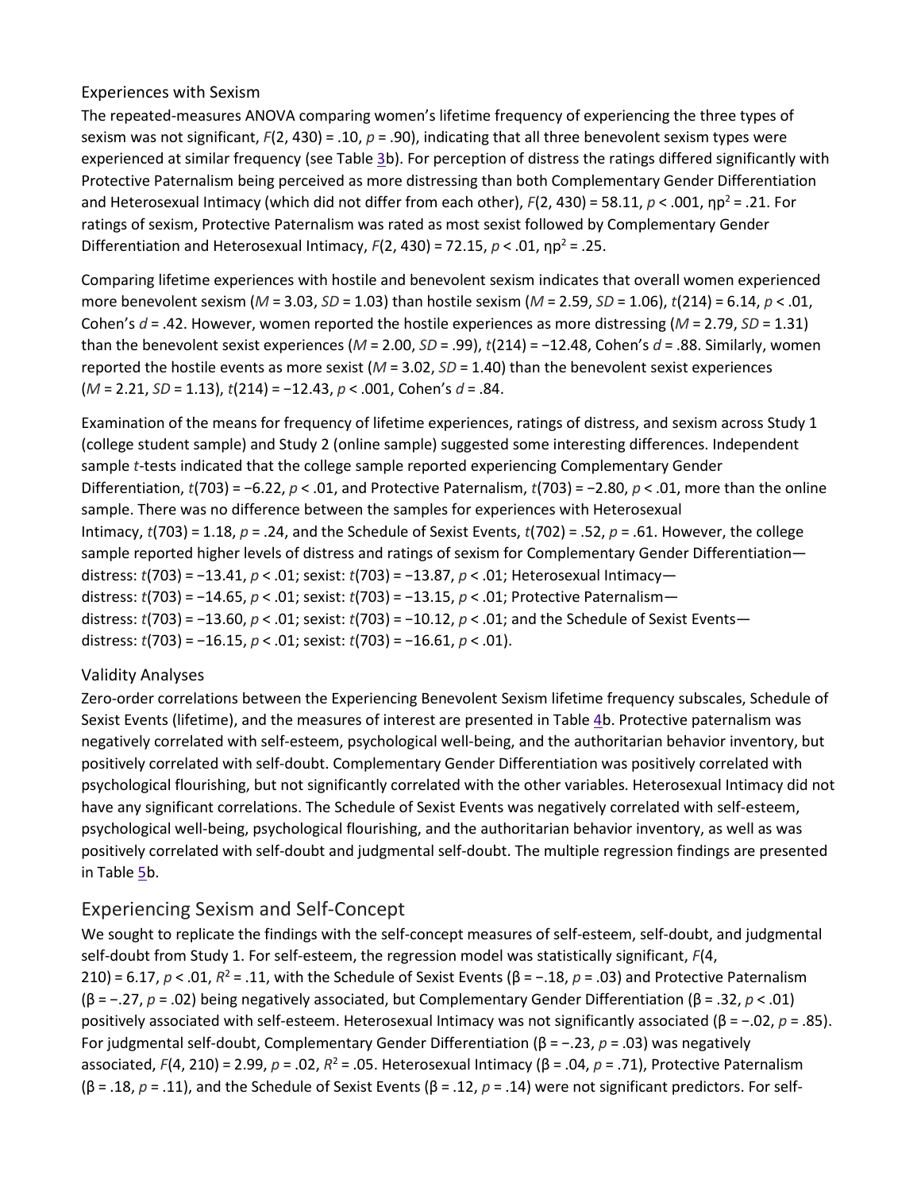### Experiences with Sexism

The repeated-measures ANOVA comparing women's lifetime frequency of experiencing the three types of sexism was not significant, $F(2, 430) = .10$, $p = .90$), indicating that all three benevolent sexism types were experienced at similar frequency (see Table 3b). For perception of distress the ratings differed significantly with Protective Paternalism being perceived as more distressing than both Complementary Gender Differentiation and Heterosexual Intimacy (which did not differ from each other), $F(2, 430) = 58.11$, $p < .001$, $\eta p^2 = .21$. For ratings of sexism, Protective Paternalism was rated as most sexist followed by Complementary Gender Differentiation and Heterosexual Intimacy, $F(2, 430) = 72.15$, $p < .01$, $\eta p^2 = .25$.

Comparing lifetime experiences with hostile and benevolent sexism indicates that overall women experienced more benevolent sexism ($M = 3.03$, $SD = 1.03$) than hostile sexism ($M = 2.59$, $SD = 1.06$), $t(214) = 6.14$, $p < .01$, Cohen's $d = .42$. However, women reported the hostile experiences as more distressing ($M = 2.79$, $SD = 1.31$) than the benevolent sexist experiences ($M = 2.00$, $SD = .99$), $t(214) = -12.48$, Cohen's $d = .88$. Similarly, women reported the hostile events as more sexist ($M = 3.02$, $SD = 1.40$) than the benevolent sexist experiences ($M = 2.21$, $SD = 1.13$), $t(214) = -12.43$, $p < .001$, Cohen's $d = .84$.

Examination of the means for frequency of lifetime experiences, ratings of distress, and sexism across Study 1 (college student sample) and Study 2 (online sample) suggested some interesting differences. Independent sample *t*-tests indicated that the college sample reported experiencing Complementary Gender Differentiation, $t(703) = -6.22$, $p < .01$, and Protective Paternalism, $t(703) = -2.80$, $p < .01$, more than the online sample. There was no difference between the samples for experiences with Heterosexual Intimacy, $t(703) = 1.18$, $p = .24$, and the Schedule of Sexist Events, $t(702) = .52$, $p = .61$. However, the college sample reported higher levels of distress and ratings of sexism for Complementary Gender Differentiation—distress: $t(703) = -13.41$, $p < .01$; sexist: $t(703) = -13.87$, $p < .01$; Heterosexual Intimacy—distress: $t(703) = -14.65$, $p < .01$; sexist: $t(703) = -13.15$, $p < .01$; Protective Paternalism—distress: $t(703) = -13.60$, $p < .01$; sexist: $t(703) = -10.12$, $p < .01$; and the Schedule of Sexist Events—distress: $t(703) = -16.15$, $p < .01$; sexist: $t(703) = -16.61$, $p < .01$).

### Validity Analyses

Zero-order correlations between the Experiencing Benevolent Sexism lifetime frequency subscales, Schedule of Sexist Events (lifetime), and the measures of interest are presented in Table 4b. Protective paternalism was negatively correlated with self-esteem, psychological well-being, and the authoritarian behavior inventory, but positively correlated with self-doubt. Complementary Gender Differentiation was positively correlated with psychological flourishing, but not significantly correlated with the other variables. Heterosexual Intimacy did not have any significant correlations. The Schedule of Sexist Events was negatively correlated with self-esteem, psychological well-being, psychological flourishing, and the authoritarian behavior inventory, as well as was positively correlated with self-doubt and judgmental self-doubt. The multiple regression findings are presented in Table 5b.

## Experiencing Sexism and Self-Concept

We sought to replicate the findings with the self-concept measures of self-esteem, self-doubt, and judgmental self-doubt from Study 1. For self-esteem, the regression model was statistically significant, $F(4, 210) = 6.17$, $p < .01$, $R^2 = .11$, with the Schedule of Sexist Events ($\beta = -.18$, $p = .03$) and Protective Paternalism ($\beta = -.27$, $p = .02$) being negatively associated, but Complementary Gender Differentiation ($\beta = .32$, $p < .01$) positively associated with self-esteem. Heterosexual Intimacy was not significantly associated ($\beta = -.02$, $p = .85$). For judgmental self-doubt, Complementary Gender Differentiation ($\beta = -.23$, $p = .03$) was negatively associated, $F(4, 210) = 2.99$, $p = .02$, $R^2 = .05$. Heterosexual Intimacy ($\beta = .04$, $p = .71$), Protective Paternalism ($\beta = .18$, $p = .11$), and the Schedule of Sexist Events ($\beta = .12$, $p = .14$) were not significant predictors. For self-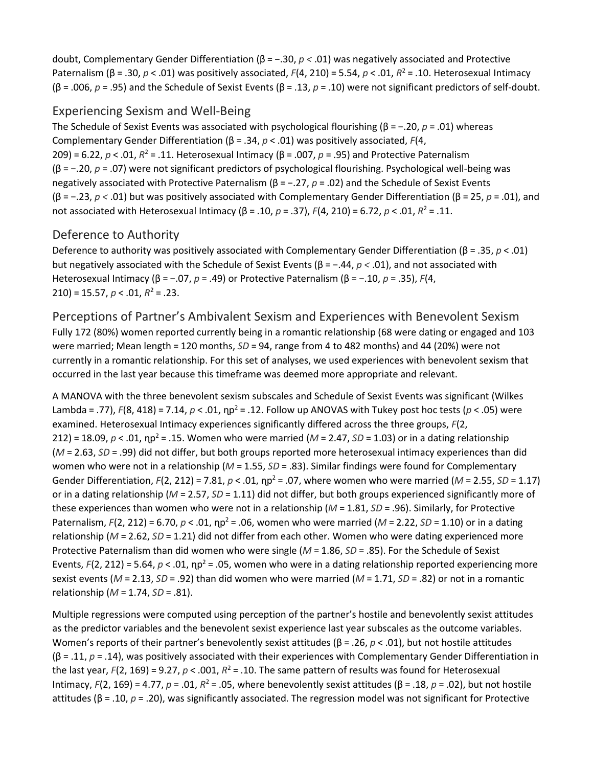doubt, Complementary Gender Differentiation (β = −.30, $p < .01$) was negatively associated and Protective Paternalism (β = .30, $p < .01$) was positively associated, $F(4, 210) = 5.54$, $p < .01$, $R^2 = .10$. Heterosexual Intimacy (β = .006, $p = .95$) and the Schedule of Sexist Events (β = .13, $p = .10$) were not significant predictors of self-doubt.

## Experiencing Sexism and Well-Being

The Schedule of Sexist Events was associated with psychological flourishing (β = −.20, $p = .01$) whereas Complementary Gender Differentiation (β = .34, $p < .01$) was positively associated, $F(4, 209) = 6.22$, $p < .01$, $R^2 = .11$. Heterosexual Intimacy (β = .007, $p = .95$) and Protective Paternalism (β = −.20, $p = .07$) were not significant predictors of psychological flourishing. Psychological well-being was negatively associated with Protective Paternalism (β = −.27, $p = .02$) and the Schedule of Sexist Events (β = −.23, $p < .01$) but was positively associated with Complementary Gender Differentiation (β = 25, $p = .01$), and not associated with Heterosexual Intimacy (β = .10, $p = .37$), $F(4, 210) = 6.72$, $p < .01$, $R^2 = .11$.

## Deference to Authority

Deference to authority was positively associated with Complementary Gender Differentiation (β = .35, $p < .01$) but negatively associated with the Schedule of Sexist Events (β = −.44, $p < .01$), and not associated with Heterosexual Intimacy (β = −.07, $p = .49$) or Protective Paternalism (β = −.10, $p = .35$), $F(4, 210) = 15.57$, $p < .01$, $R^2 = .23$.

## Perceptions of Partner's Ambivalent Sexism and Experiences with Benevolent Sexism

Fully 172 (80%) women reported currently being in a romantic relationship (68 were dating or engaged and 103 were married; Mean length = 120 months, *SD* = 94, range from 4 to 482 months) and 44 (20%) were not currently in a romantic relationship. For this set of analyses, we used experiences with benevolent sexism that occurred in the last year because this timeframe was deemed more appropriate and relevant.

A MANOVA with the three benevolent sexism subscales and Schedule of Sexist Events was significant (Wilkes Lambda = .77), $F(8, 418) = 7.14$, $p < .01$, $\eta_p^2 = .12$. Follow up ANOVAS with Tukey post hoc tests ($p < .05$) were examined. Heterosexual Intimacy experiences significantly differed across the three groups, $F(2, 212) = 18.09$, $p < .01$, $\eta_p^2 = .15$. Women who were married ($M = 2.47$, $SD = 1.03$) or in a dating relationship ($M = 2.63$, $SD = .99$) did not differ, but both groups reported more heterosexual intimacy experiences than did women who were not in a relationship ($M = 1.55$, $SD = .83$). Similar findings were found for Complementary Gender Differentiation, $F(2, 212) = 7.81$, $p < .01$, $\eta_p^2 = .07$, where women who were married ($M = 2.55$, $SD = 1.17$) or in a dating relationship ($M = 2.57$, $SD = 1.11$) did not differ, but both groups experienced significantly more of these experiences than women who were not in a relationship ($M = 1.81$, $SD = .96$). Similarly, for Protective Paternalism, $F(2, 212) = 6.70$, $p < .01$, $\eta_p^2 = .06$, women who were married ($M = 2.22$, $SD = 1.10$) or in a dating relationship ($M = 2.62$, $SD = 1.21$) did not differ from each other. Women who were dating experienced more Protective Paternalism than did women who were single ($M = 1.86$, $SD = .85$). For the Schedule of Sexist Events, $F(2, 212) = 5.64$, $p < .01$, $\eta_p^2 = .05$, women who were in a dating relationship reported experiencing more sexist events ($M = 2.13$, $SD = .92$) than did women who were married ($M = 1.71$, $SD = .82$) or not in a romantic relationship ($M = 1.74$, $SD = .81$).

Multiple regressions were computed using perception of the partner's hostile and benevolently sexist attitudes as the predictor variables and the benevolent sexist experience last year subscales as the outcome variables. Women's reports of their partner's benevolently sexist attitudes (β = .26, $p < .01$), but not hostile attitudes (β = .11, $p = .14$), was positively associated with their experiences with Complementary Gender Differentiation in the last year, $F(2, 169) = 9.27$, $p < .001$, $R^2 = .10$. The same pattern of results was found for Heterosexual Intimacy, $F(2, 169) = 4.77$, $p = .01$, $R^2 = .05$, where benevolently sexist attitudes (β = .18, $p = .02$), but not hostile attitudes (β = .10, $p = .20$), was significantly associated. The regression model was not significant for Protective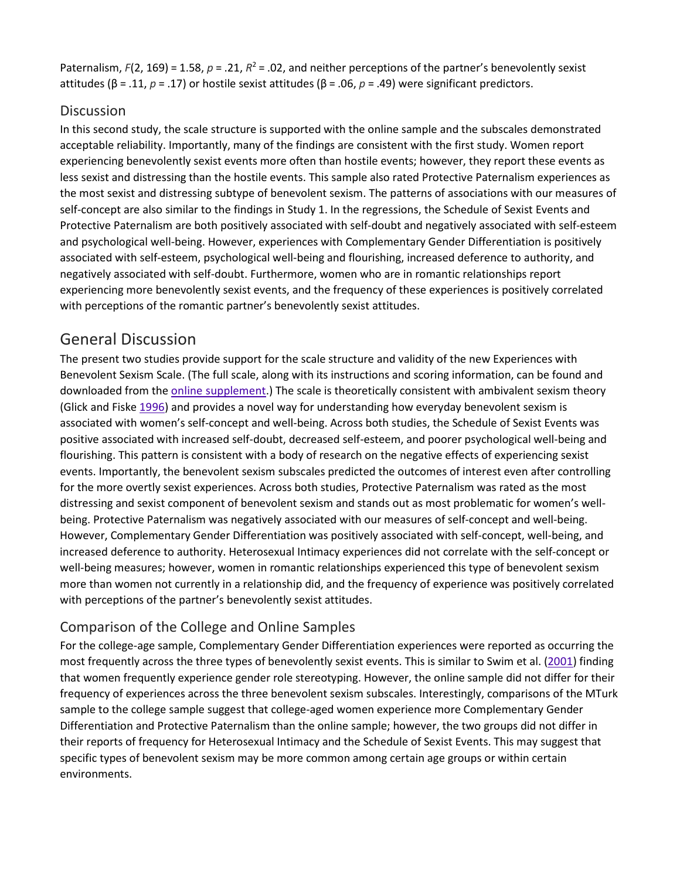Paternalism, $F(2, 169) = 1.58$, $p = .21$, $R^2 = .02$, and neither perceptions of the partner's benevolently sexist attitudes ($\beta = .11$, $p = .17$) or hostile sexist attitudes ($\beta = .06$, $p = .49$) were significant predictors.

### Discussion

In this second study, the scale structure is supported with the online sample and the subscales demonstrated acceptable reliability. Importantly, many of the findings are consistent with the first study. Women report experiencing benevolently sexist events more often than hostile events; however, they report these events as less sexist and distressing than the hostile events. This sample also rated Protective Paternalism experiences as the most sexist and distressing subtype of benevolent sexism. The patterns of associations with our measures of self-concept are also similar to the findings in Study 1. In the regressions, the Schedule of Sexist Events and Protective Paternalism are both positively associated with self-doubt and negatively associated with self-esteem and psychological well-being. However, experiences with Complementary Gender Differentiation is positively associated with self-esteem, psychological well-being and flourishing, increased deference to authority, and negatively associated with self-doubt. Furthermore, women who are in romantic relationships report experiencing more benevolently sexist events, and the frequency of these experiences is positively correlated with perceptions of the romantic partner's benevolently sexist attitudes.

## General Discussion

The present two studies provide support for the scale structure and validity of the new Experiences with Benevolent Sexism Scale. (The full scale, along with its instructions and scoring information, can be found and downloaded from the online supplement.) The scale is theoretically consistent with ambivalent sexism theory (Glick and Fiske 1996) and provides a novel way for understanding how everyday benevolent sexism is associated with women's self-concept and well-being. Across both studies, the Schedule of Sexist Events was positive associated with increased self-doubt, decreased self-esteem, and poorer psychological well-being and flourishing. This pattern is consistent with a body of research on the negative effects of experiencing sexist events. Importantly, the benevolent sexism subscales predicted the outcomes of interest even after controlling for the more overtly sexist experiences. Across both studies, Protective Paternalism was rated as the most distressing and sexist component of benevolent sexism and stands out as most problematic for women's well-being. Protective Paternalism was negatively associated with our measures of self-concept and well-being. However, Complementary Gender Differentiation was positively associated with self-concept, well-being, and increased deference to authority. Heterosexual Intimacy experiences did not correlate with the self-concept or well-being measures; however, women in romantic relationships experienced this type of benevolent sexism more than women not currently in a relationship did, and the frequency of experience was positively correlated with perceptions of the partner's benevolently sexist attitudes.

### Comparison of the College and Online Samples

For the college-age sample, Complementary Gender Differentiation experiences were reported as occurring the most frequently across the three types of benevolently sexist events. This is similar to Swim et al. (2001) finding that women frequently experience gender role stereotyping. However, the online sample did not differ for their frequency of experiences across the three benevolent sexism subscales. Interestingly, comparisons of the MTurk sample to the college sample suggest that college-aged women experience more Complementary Gender Differentiation and Protective Paternalism than the online sample; however, the two groups did not differ in their reports of frequency for Heterosexual Intimacy and the Schedule of Sexist Events. This may suggest that specific types of benevolent sexism may be more common among certain age groups or within certain environments.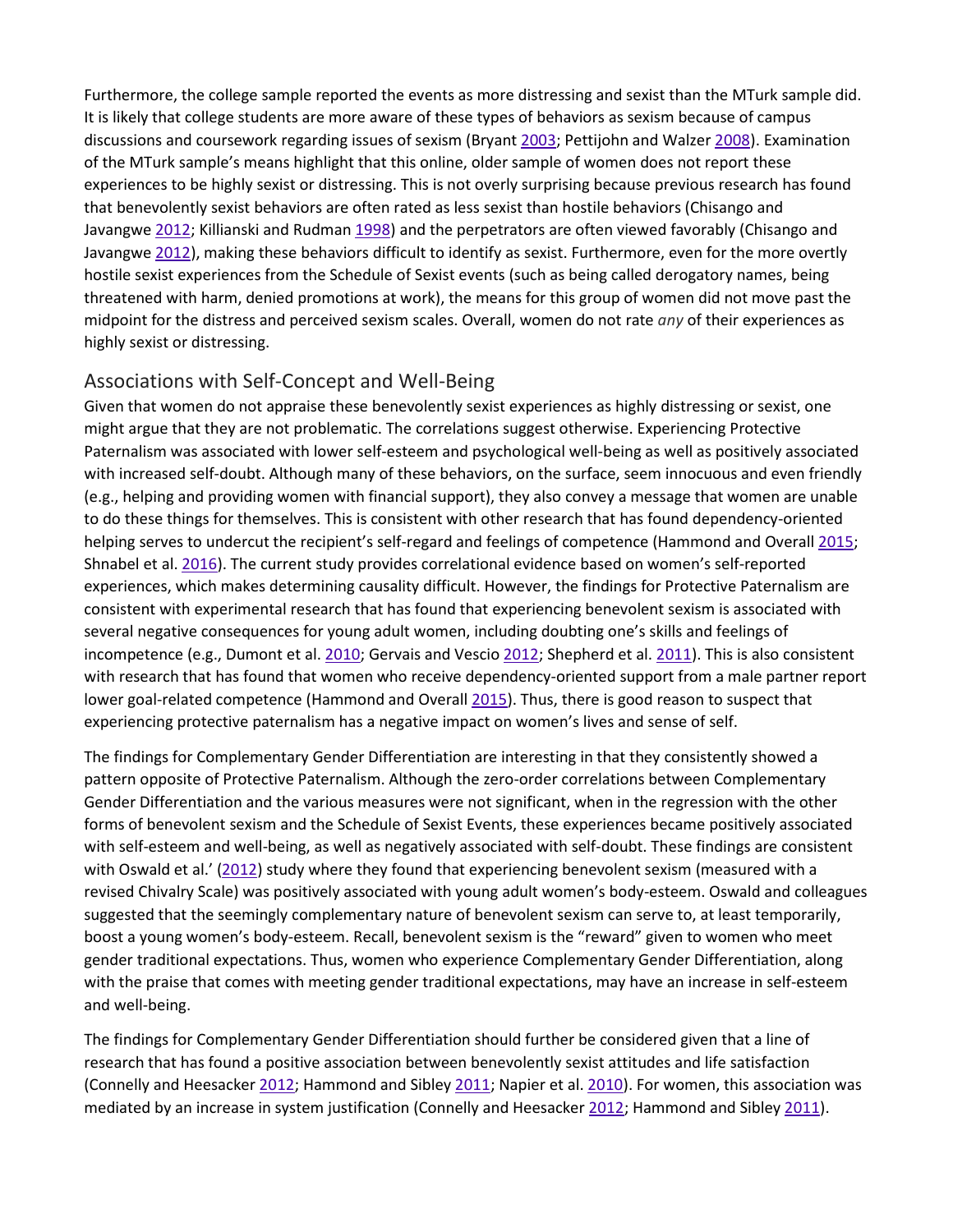Furthermore, the college sample reported the events as more distressing and sexist than the MTurk sample did. It is likely that college students are more aware of these types of behaviors as sexism because of campus discussions and coursework regarding issues of sexism (Bryant 2003; Pettijohn and Walzer 2008). Examination of the MTurk sample's means highlight that this online, older sample of women does not report these experiences to be highly sexist or distressing. This is not overly surprising because previous research has found that benevolently sexist behaviors are often rated as less sexist than hostile behaviors (Chisango and Javangwe 2012; Killianski and Rudman 1998) and the perpetrators are often viewed favorably (Chisango and Javangwe 2012), making these behaviors difficult to identify as sexist. Furthermore, even for the more overtly hostile sexist experiences from the Schedule of Sexist events (such as being called derogatory names, being threatened with harm, denied promotions at work), the means for this group of women did not move past the midpoint for the distress and perceived sexism scales. Overall, women do not rate *any* of their experiences as highly sexist or distressing.

## Associations with Self-Concept and Well-Being

Given that women do not appraise these benevolently sexist experiences as highly distressing or sexist, one might argue that they are not problematic. The correlations suggest otherwise. Experiencing Protective Paternalism was associated with lower self-esteem and psychological well-being as well as positively associated with increased self-doubt. Although many of these behaviors, on the surface, seem innocuous and even friendly (e.g., helping and providing women with financial support), they also convey a message that women are unable to do these things for themselves. This is consistent with other research that has found dependency-oriented helping serves to undercut the recipient's self-regard and feelings of competence (Hammond and Overall 2015; Shnabel et al. 2016). The current study provides correlational evidence based on women's self-reported experiences, which makes determining causality difficult. However, the findings for Protective Paternalism are consistent with experimental research that has found that experiencing benevolent sexism is associated with several negative consequences for young adult women, including doubting one's skills and feelings of incompetence (e.g., Dumont et al. 2010; Gervais and Vescio 2012; Shepherd et al. 2011). This is also consistent with research that has found that women who receive dependency-oriented support from a male partner report lower goal-related competence (Hammond and Overall 2015). Thus, there is good reason to suspect that experiencing protective paternalism has a negative impact on women's lives and sense of self.

The findings for Complementary Gender Differentiation are interesting in that they consistently showed a pattern opposite of Protective Paternalism. Although the zero-order correlations between Complementary Gender Differentiation and the various measures were not significant, when in the regression with the other forms of benevolent sexism and the Schedule of Sexist Events, these experiences became positively associated with self-esteem and well-being, as well as negatively associated with self-doubt. These findings are consistent with Oswald et al.' (2012) study where they found that experiencing benevolent sexism (measured with a revised Chivalry Scale) was positively associated with young adult women's body-esteem. Oswald and colleagues suggested that the seemingly complementary nature of benevolent sexism can serve to, at least temporarily, boost a young women's body-esteem. Recall, benevolent sexism is the "reward" given to women who meet gender traditional expectations. Thus, women who experience Complementary Gender Differentiation, along with the praise that comes with meeting gender traditional expectations, may have an increase in self-esteem and well-being.

The findings for Complementary Gender Differentiation should further be considered given that a line of research that has found a positive association between benevolently sexist attitudes and life satisfaction (Connelly and Heesacker 2012; Hammond and Sibley 2011; Napier et al. 2010). For women, this association was mediated by an increase in system justification (Connelly and Heesacker 2012; Hammond and Sibley 2011).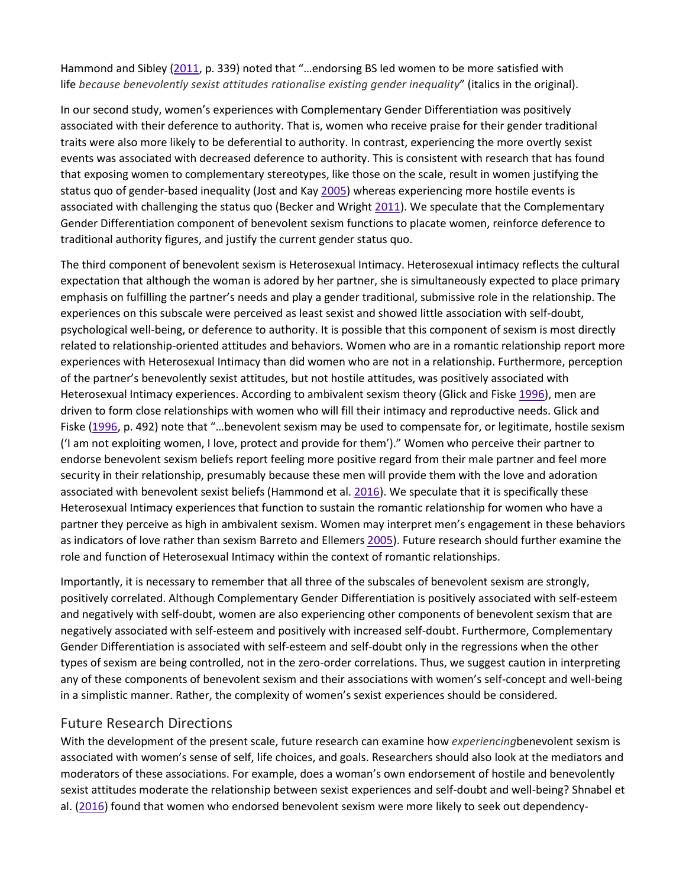Hammond and Sibley (2011, p. 339) noted that "…endorsing BS led women to be more satisfied with life *because benevolently sexist attitudes rationalise existing gender inequality*" (italics in the original).

In our second study, women's experiences with Complementary Gender Differentiation was positively associated with their deference to authority. That is, women who receive praise for their gender traditional traits were also more likely to be deferential to authority. In contrast, experiencing the more overtly sexist events was associated with decreased deference to authority. This is consistent with research that has found that exposing women to complementary stereotypes, like those on the scale, result in women justifying the status quo of gender-based inequality (Jost and Kay 2005) whereas experiencing more hostile events is associated with challenging the status quo (Becker and Wright 2011). We speculate that the Complementary Gender Differentiation component of benevolent sexism functions to placate women, reinforce deference to traditional authority figures, and justify the current gender status quo.

The third component of benevolent sexism is Heterosexual Intimacy. Heterosexual intimacy reflects the cultural expectation that although the woman is adored by her partner, she is simultaneously expected to place primary emphasis on fulfilling the partner's needs and play a gender traditional, submissive role in the relationship. The experiences on this subscale were perceived as least sexist and showed little association with self-doubt, psychological well-being, or deference to authority. It is possible that this component of sexism is most directly related to relationship-oriented attitudes and behaviors. Women who are in a romantic relationship report more experiences with Heterosexual Intimacy than did women who are not in a relationship. Furthermore, perception of the partner's benevolently sexist attitudes, but not hostile attitudes, was positively associated with Heterosexual Intimacy experiences. According to ambivalent sexism theory (Glick and Fiske 1996), men are driven to form close relationships with women who will fill their intimacy and reproductive needs. Glick and Fiske (1996, p. 492) note that "…benevolent sexism may be used to compensate for, or legitimate, hostile sexism ('I am not exploiting women, I love, protect and provide for them')." Women who perceive their partner to endorse benevolent sexism beliefs report feeling more positive regard from their male partner and feel more security in their relationship, presumably because these men will provide them with the love and adoration associated with benevolent sexist beliefs (Hammond et al. 2016). We speculate that it is specifically these Heterosexual Intimacy experiences that function to sustain the romantic relationship for women who have a partner they perceive as high in ambivalent sexism. Women may interpret men's engagement in these behaviors as indicators of love rather than sexism Barreto and Ellemers 2005). Future research should further examine the role and function of Heterosexual Intimacy within the context of romantic relationships.

Importantly, it is necessary to remember that all three of the subscales of benevolent sexism are strongly, positively correlated. Although Complementary Gender Differentiation is positively associated with self-esteem and negatively with self-doubt, women are also experiencing other components of benevolent sexism that are negatively associated with self-esteem and positively with increased self-doubt. Furthermore, Complementary Gender Differentiation is associated with self-esteem and self-doubt only in the regressions when the other types of sexism are being controlled, not in the zero-order correlations. Thus, we suggest caution in interpreting any of these components of benevolent sexism and their associations with women's self-concept and well-being in a simplistic manner. Rather, the complexity of women's sexist experiences should be considered.

## Future Research Directions

With the development of the present scale, future research can examine how *experiencing* benevolent sexism is associated with women's sense of self, life choices, and goals. Researchers should also look at the mediators and moderators of these associations. For example, does a woman's own endorsement of hostile and benevolently sexist attitudes moderate the relationship between sexist experiences and self-doubt and well-being? Shnabel et al. (2016) found that women who endorsed benevolent sexism were more likely to seek out dependency-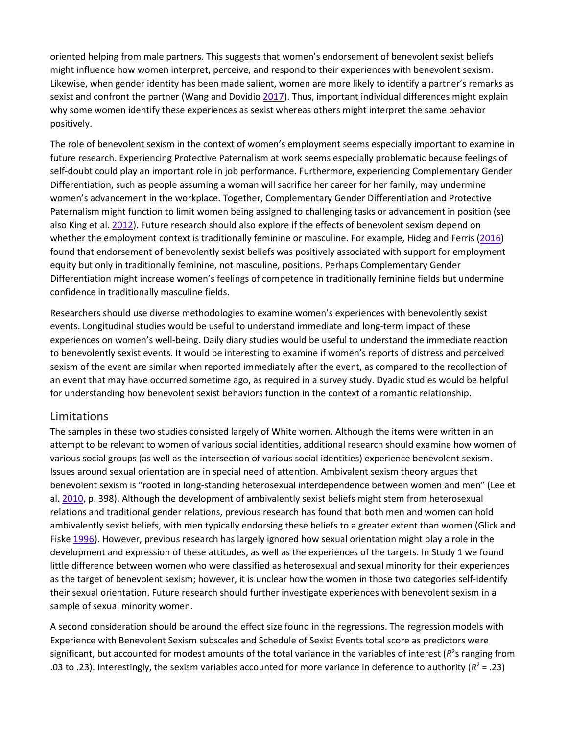oriented helping from male partners. This suggests that women's endorsement of benevolent sexist beliefs might influence how women interpret, perceive, and respond to their experiences with benevolent sexism. Likewise, when gender identity has been made salient, women are more likely to identify a partner's remarks as sexist and confront the partner (Wang and Dovidio 2017). Thus, important individual differences might explain why some women identify these experiences as sexist whereas others might interpret the same behavior positively.

The role of benevolent sexism in the context of women's employment seems especially important to examine in future research. Experiencing Protective Paternalism at work seems especially problematic because feelings of self-doubt could play an important role in job performance. Furthermore, experiencing Complementary Gender Differentiation, such as people assuming a woman will sacrifice her career for her family, may undermine women's advancement in the workplace. Together, Complementary Gender Differentiation and Protective Paternalism might function to limit women being assigned to challenging tasks or advancement in position (see also King et al. 2012). Future research should also explore if the effects of benevolent sexism depend on whether the employment context is traditionally feminine or masculine. For example, Hideg and Ferris (2016) found that endorsement of benevolently sexist beliefs was positively associated with support for employment equity but only in traditionally feminine, not masculine, positions. Perhaps Complementary Gender Differentiation might increase women's feelings of competence in traditionally feminine fields but undermine confidence in traditionally masculine fields.

Researchers should use diverse methodologies to examine women's experiences with benevolently sexist events. Longitudinal studies would be useful to understand immediate and long-term impact of these experiences on women's well-being. Daily diary studies would be useful to understand the immediate reaction to benevolently sexist events. It would be interesting to examine if women's reports of distress and perceived sexism of the event are similar when reported immediately after the event, as compared to the recollection of an event that may have occurred sometime ago, as required in a survey study. Dyadic studies would be helpful for understanding how benevolent sexist behaviors function in the context of a romantic relationship.

## Limitations

The samples in these two studies consisted largely of White women. Although the items were written in an attempt to be relevant to women of various social identities, additional research should examine how women of various social groups (as well as the intersection of various social identities) experience benevolent sexism. Issues around sexual orientation are in special need of attention. Ambivalent sexism theory argues that benevolent sexism is "rooted in long-standing heterosexual interdependence between women and men" (Lee et al. 2010, p. 398). Although the development of ambivalently sexist beliefs might stem from heterosexual relations and traditional gender relations, previous research has found that both men and women can hold ambivalently sexist beliefs, with men typically endorsing these beliefs to a greater extent than women (Glick and Fiske 1996). However, previous research has largely ignored how sexual orientation might play a role in the development and expression of these attitudes, as well as the experiences of the targets. In Study 1 we found little difference between women who were classified as heterosexual and sexual minority for their experiences as the target of benevolent sexism; however, it is unclear how the women in those two categories self-identify their sexual orientation. Future research should further investigate experiences with benevolent sexism in a sample of sexual minority women.

A second consideration should be around the effect size found in the regressions. The regression models with Experience with Benevolent Sexism subscales and Schedule of Sexist Events total score as predictors were significant, but accounted for modest amounts of the total variance in the variables of interest ($R^2$s ranging from .03 to .23). Interestingly, the sexism variables accounted for more variance in deference to authority ($R^2$ = .23)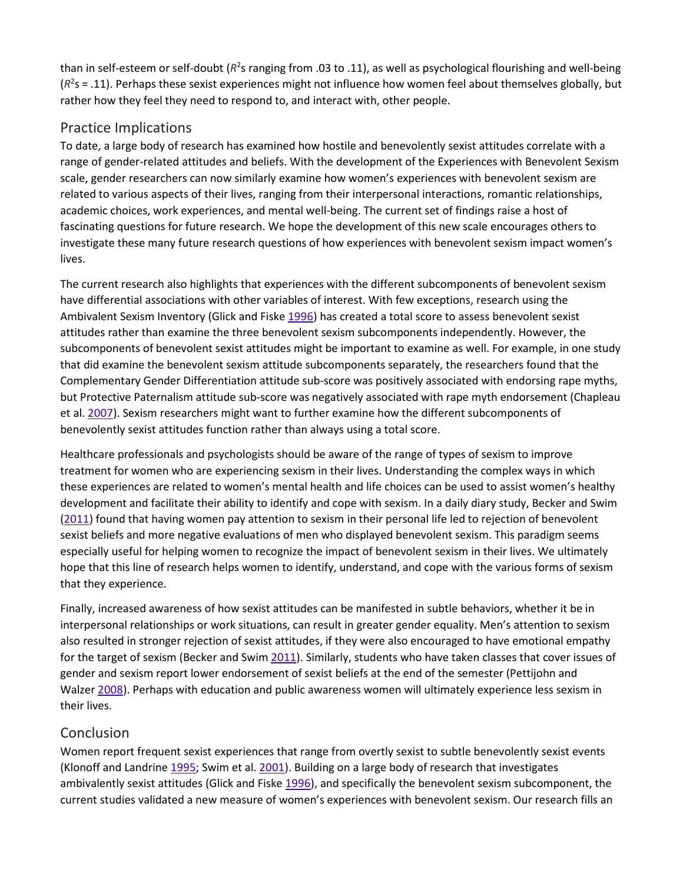than in self-esteem or self-doubt ($R^2$s ranging from .03 to .11), as well as psychological flourishing and well-being ($R^2$s = .11). Perhaps these sexist experiences might not influence how women feel about themselves globally, but rather how they feel they need to respond to, and interact with, other people.

## Practice Implications

To date, a large body of research has examined how hostile and benevolently sexist attitudes correlate with a range of gender-related attitudes and beliefs. With the development of the Experiences with Benevolent Sexism scale, gender researchers can now similarly examine how women's experiences with benevolent sexism are related to various aspects of their lives, ranging from their interpersonal interactions, romantic relationships, academic choices, work experiences, and mental well-being. The current set of findings raise a host of fascinating questions for future research. We hope the development of this new scale encourages others to investigate these many future research questions of how experiences with benevolent sexism impact women's lives.

The current research also highlights that experiences with the different subcomponents of benevolent sexism have differential associations with other variables of interest. With few exceptions, research using the Ambivalent Sexism Inventory (Glick and Fiske 1996) has created a total score to assess benevolent sexist attitudes rather than examine the three benevolent sexism subcomponents independently. However, the subcomponents of benevolent sexist attitudes might be important to examine as well. For example, in one study that did examine the benevolent sexism attitude subcomponents separately, the researchers found that the Complementary Gender Differentiation attitude sub-score was positively associated with endorsing rape myths, but Protective Paternalism attitude sub-score was negatively associated with rape myth endorsement (Chapleau et al. 2007). Sexism researchers might want to further examine how the different subcomponents of benevolently sexist attitudes function rather than always using a total score.

Healthcare professionals and psychologists should be aware of the range of types of sexism to improve treatment for women who are experiencing sexism in their lives. Understanding the complex ways in which these experiences are related to women's mental health and life choices can be used to assist women's healthy development and facilitate their ability to identify and cope with sexism. In a daily diary study, Becker and Swim (2011) found that having women pay attention to sexism in their personal life led to rejection of benevolent sexist beliefs and more negative evaluations of men who displayed benevolent sexism. This paradigm seems especially useful for helping women to recognize the impact of benevolent sexism in their lives. We ultimately hope that this line of research helps women to identify, understand, and cope with the various forms of sexism that they experience.

Finally, increased awareness of how sexist attitudes can be manifested in subtle behaviors, whether it be in interpersonal relationships or work situations, can result in greater gender equality. Men's attention to sexism also resulted in stronger rejection of sexist attitudes, if they were also encouraged to have emotional empathy for the target of sexism (Becker and Swim 2011). Similarly, students who have taken classes that cover issues of gender and sexism report lower endorsement of sexist beliefs at the end of the semester (Pettijohn and Walzer 2008). Perhaps with education and public awareness women will ultimately experience less sexism in their lives.

## Conclusion

Women report frequent sexist experiences that range from overtly sexist to subtle benevolently sexist events (Klonoff and Landrine 1995; Swim et al. 2001). Building on a large body of research that investigates ambivalently sexist attitudes (Glick and Fiske 1996), and specifically the benevolent sexism subcomponent, the current studies validated a new measure of women's experiences with benevolent sexism. Our research fills an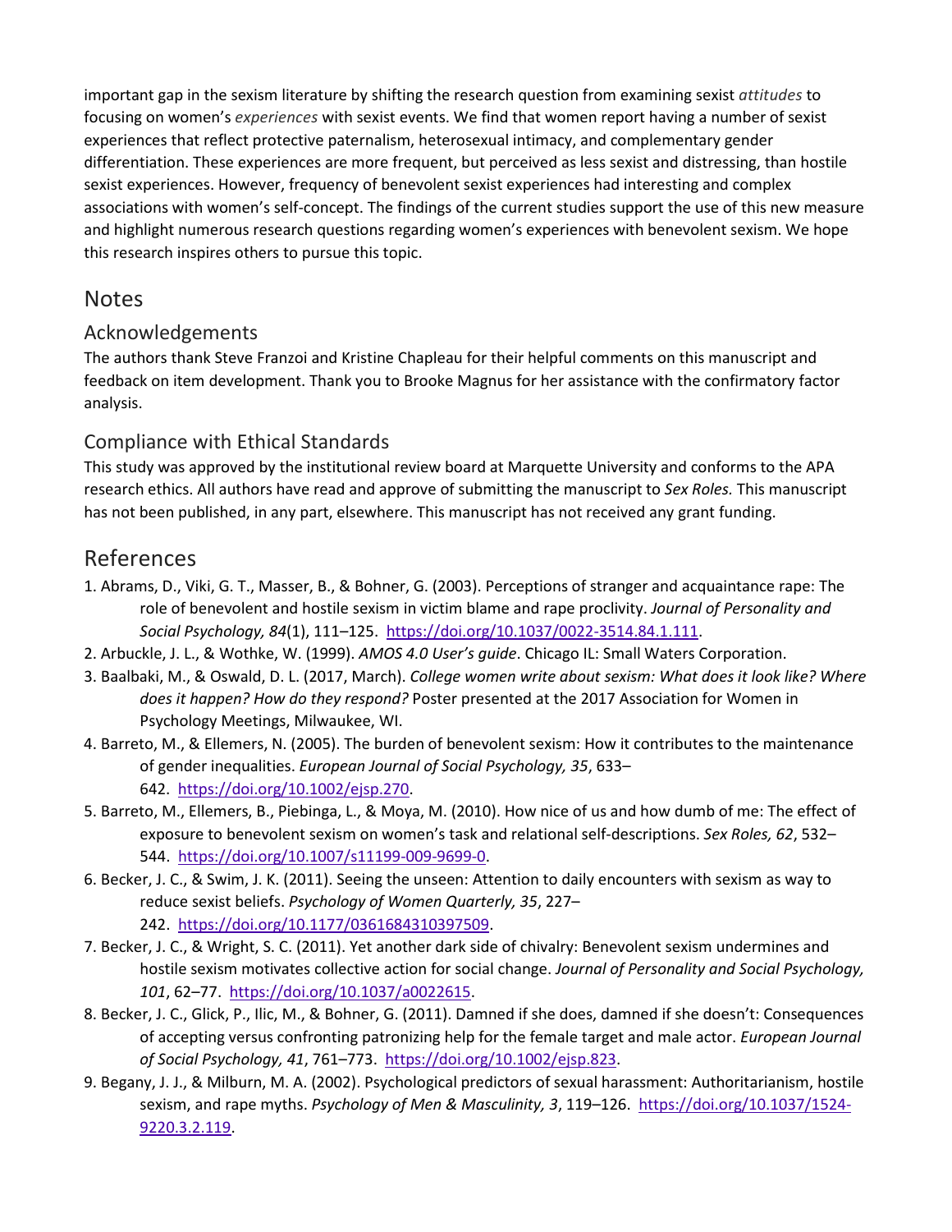important gap in the sexism literature by shifting the research question from examining sexist *attitudes* to focusing on women's *experiences* with sexist events. We find that women report having a number of sexist experiences that reflect protective paternalism, heterosexual intimacy, and complementary gender differentiation. These experiences are more frequent, but perceived as less sexist and distressing, than hostile sexist experiences. However, frequency of benevolent sexist experiences had interesting and complex associations with women's self-concept. The findings of the current studies support the use of this new measure and highlight numerous research questions regarding women's experiences with benevolent sexism. We hope this research inspires others to pursue this topic.

## Notes

### Acknowledgements

The authors thank Steve Franzoi and Kristine Chapleau for their helpful comments on this manuscript and feedback on item development. Thank you to Brooke Magnus for her assistance with the confirmatory factor analysis.

### Compliance with Ethical Standards

This study was approved by the institutional review board at Marquette University and conforms to the APA research ethics. All authors have read and approve of submitting the manuscript to *Sex Roles.* This manuscript has not been published, in any part, elsewhere. This manuscript has not received any grant funding.

## References

1. Abrams, D., Viki, G. T., Masser, B., & Bohner, G. (2003). Perceptions of stranger and acquaintance rape: The role of benevolent and hostile sexism in victim blame and rape proclivity. *Journal of Personality and Social Psychology, 84*(1), 111–125. https://doi.org/10.1037/0022-3514.84.1.111.
2. Arbuckle, J. L., & Wothke, W. (1999). *AMOS 4.0 User's guide*. Chicago IL: Small Waters Corporation.
3. Baalbaki, M., & Oswald, D. L. (2017, March). *College women write about sexism: What does it look like? Where does it happen? How do they respond?* Poster presented at the 2017 Association for Women in Psychology Meetings, Milwaukee, WI.
4. Barreto, M., & Ellemers, N. (2005). The burden of benevolent sexism: How it contributes to the maintenance of gender inequalities. *European Journal of Social Psychology, 35*, 633–642. https://doi.org/10.1002/ejsp.270.
5. Barreto, M., Ellemers, B., Piebinga, L., & Moya, M. (2010). How nice of us and how dumb of me: The effect of exposure to benevolent sexism on women's task and relational self-descriptions. *Sex Roles, 62*, 532–544. https://doi.org/10.1007/s11199-009-9699-0.
6. Becker, J. C., & Swim, J. K. (2011). Seeing the unseen: Attention to daily encounters with sexism as way to reduce sexist beliefs. *Psychology of Women Quarterly, 35*, 227–242. https://doi.org/10.1177/0361684310397509.
7. Becker, J. C., & Wright, S. C. (2011). Yet another dark side of chivalry: Benevolent sexism undermines and hostile sexism motivates collective action for social change. *Journal of Personality and Social Psychology, 101*, 62–77. https://doi.org/10.1037/a0022615.
8. Becker, J. C., Glick, P., Ilic, M., & Bohner, G. (2011). Damned if she does, damned if she doesn't: Consequences of accepting versus confronting patronizing help for the female target and male actor. *European Journal of Social Psychology, 41*, 761–773. https://doi.org/10.1002/ejsp.823.
9. Begany, J. J., & Milburn, M. A. (2002). Psychological predictors of sexual harassment: Authoritarianism, hostile sexism, and rape myths. *Psychology of Men & Masculinity, 3*, 119–126. https://doi.org/10.1037/1524-9220.3.2.119.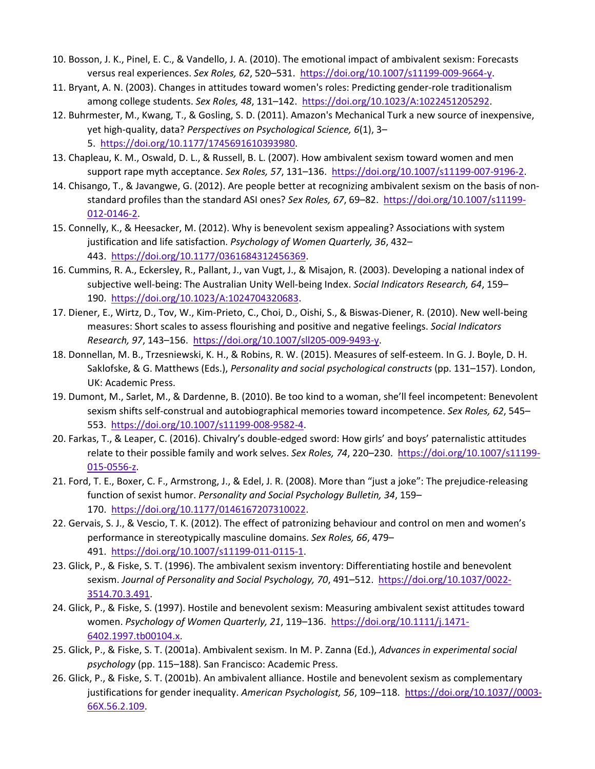10. Bosson, J. K., Pinel, E. C., & Vandello, J. A. (2010). The emotional impact of ambivalent sexism: Forecasts versus real experiences. *Sex Roles, 62*, 520–531. https://doi.org/10.1007/s11199-009-9664-y.
11. Bryant, A. N. (2003). Changes in attitudes toward women's roles: Predicting gender-role traditionalism among college students. *Sex Roles, 48*, 131–142. https://doi.org/10.1023/A:1022451205292.
12. Buhrmester, M., Kwang, T., & Gosling, S. D. (2011). Amazon's Mechanical Turk a new source of inexpensive, yet high-quality, data? *Perspectives on Psychological Science, 6*(1), 3–5. https://doi.org/10.1177/1745691610393980.
13. Chapleau, K. M., Oswald, D. L., & Russell, B. L. (2007). How ambivalent sexism toward women and men support rape myth acceptance. *Sex Roles, 57*, 131–136. https://doi.org/10.1007/s11199-007-9196-2.
14. Chisango, T., & Javangwe, G. (2012). Are people better at recognizing ambivalent sexism on the basis of non-standard profiles than the standard ASI ones? *Sex Roles, 67*, 69–82. https://doi.org/10.1007/s11199-012-0146-2.
15. Connelly, K., & Heesacker, M. (2012). Why is benevolent sexism appealing? Associations with system justification and life satisfaction. *Psychology of Women Quarterly, 36*, 432–443. https://doi.org/10.1177/0361684312456369.
16. Cummins, R. A., Eckersley, R., Pallant, J., van Vugt, J., & Misajon, R. (2003). Developing a national index of subjective well-being: The Australian Unity Well-being Index. *Social Indicators Research, 64*, 159–190. https://doi.org/10.1023/A:1024704320683.
17. Diener, E., Wirtz, D., Tov, W., Kim-Prieto, C., Choi, D., Oishi, S., & Biswas-Diener, R. (2010). New well-being measures: Short scales to assess flourishing and positive and negative feelings. *Social Indicators Research, 97*, 143–156. https://doi.org/10.1007/sll205-009-9493-y.
18. Donnellan, M. B., Trzesniewski, K. H., & Robins, R. W. (2015). Measures of self-esteem. In G. J. Boyle, D. H. Saklofske, & G. Matthews (Eds.), *Personality and social psychological constructs* (pp. 131–157). London, UK: Academic Press.
19. Dumont, M., Sarlet, M., & Dardenne, B. (2010). Be too kind to a woman, she'll feel incompetent: Benevolent sexism shifts self-construal and autobiographical memories toward incompetence. *Sex Roles, 62*, 545–553. https://doi.org/10.1007/s11199-008-9582-4.
20. Farkas, T., & Leaper, C. (2016). Chivalry's double-edged sword: How girls' and boys' paternalistic attitudes relate to their possible family and work selves. *Sex Roles, 74*, 220–230. https://doi.org/10.1007/s11199-015-0556-z.
21. Ford, T. E., Boxer, C. F., Armstrong, J., & Edel, J. R. (2008). More than "just a joke": The prejudice-releasing function of sexist humor. *Personality and Social Psychology Bulletin, 34*, 159–170. https://doi.org/10.1177/0146167207310022.
22. Gervais, S. J., & Vescio, T. K. (2012). The effect of patronizing behaviour and control on men and women's performance in stereotypically masculine domains. *Sex Roles, 66*, 479–491. https://doi.org/10.1007/s11199-011-0115-1.
23. Glick, P., & Fiske, S. T. (1996). The ambivalent sexism inventory: Differentiating hostile and benevolent sexism. *Journal of Personality and Social Psychology, 70*, 491–512. https://doi.org/10.1037/0022-3514.70.3.491.
24. Glick, P., & Fiske, S. (1997). Hostile and benevolent sexism: Measuring ambivalent sexist attitudes toward women. *Psychology of Women Quarterly, 21*, 119–136. https://doi.org/10.1111/j.1471-6402.1997.tb00104.x.
25. Glick, P., & Fiske, S. T. (2001a). Ambivalent sexism. In M. P. Zanna (Ed.), *Advances in experimental social psychology* (pp. 115–188). San Francisco: Academic Press.
26. Glick, P., & Fiske, S. T. (2001b). An ambivalent alliance. Hostile and benevolent sexism as complementary justifications for gender inequality. *American Psychologist, 56*, 109–118. https://doi.org/10.1037//0003-66X.56.2.109.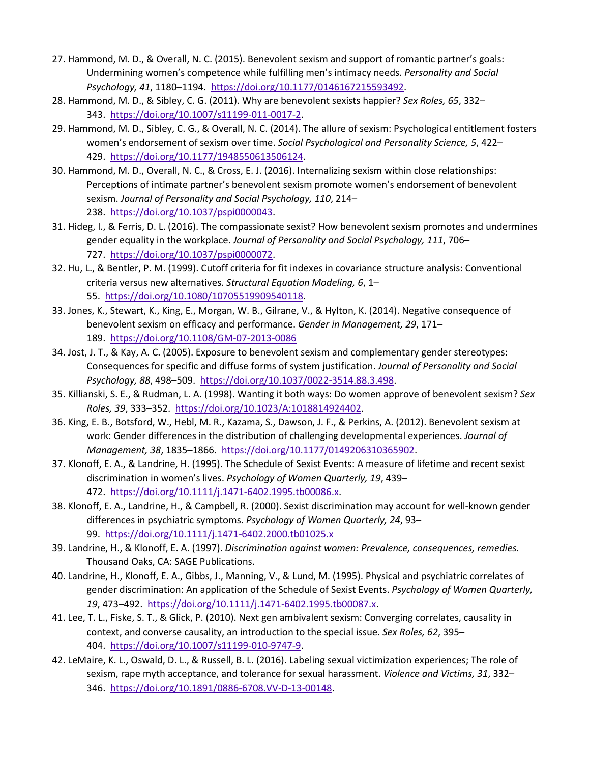27. Hammond, M. D., & Overall, N. C. (2015). Benevolent sexism and support of romantic partner's goals: Undermining women's competence while fulfilling men's intimacy needs. *Personality and Social Psychology, 41*, 1180–1194. https://doi.org/10.1177/0146167215593492.
28. Hammond, M. D., & Sibley, C. G. (2011). Why are benevolent sexists happier? *Sex Roles, 65*, 332–343. https://doi.org/10.1007/s11199-011-0017-2.
29. Hammond, M. D., Sibley, C. G., & Overall, N. C. (2014). The allure of sexism: Psychological entitlement fosters women's endorsement of sexism over time. *Social Psychological and Personality Science, 5*, 422–429. https://doi.org/10.1177/1948550613506124.
30. Hammond, M. D., Overall, N. C., & Cross, E. J. (2016). Internalizing sexism within close relationships: Perceptions of intimate partner's benevolent sexism promote women's endorsement of benevolent sexism. *Journal of Personality and Social Psychology, 110*, 214–238. https://doi.org/10.1037/pspi0000043.
31. Hideg, I., & Ferris, D. L. (2016). The compassionate sexist? How benevolent sexism promotes and undermines gender equality in the workplace. *Journal of Personality and Social Psychology, 111*, 706–727. https://doi.org/10.1037/pspi0000072.
32. Hu, L., & Bentler, P. M. (1999). Cutoff criteria for fit indexes in covariance structure analysis: Conventional criteria versus new alternatives. *Structural Equation Modeling, 6*, 1–55. https://doi.org/10.1080/10705519909540118.
33. Jones, K., Stewart, K., King, E., Morgan, W. B., Gilrane, V., & Hylton, K. (2014). Negative consequence of benevolent sexism on efficacy and performance. *Gender in Management, 29*, 171–189. https://doi.org/10.1108/GM-07-2013-0086
34. Jost, J. T., & Kay, A. C. (2005). Exposure to benevolent sexism and complementary gender stereotypes: Consequences for specific and diffuse forms of system justification. *Journal of Personality and Social Psychology, 88*, 498–509. https://doi.org/10.1037/0022-3514.88.3.498.
35. Killianski, S. E., & Rudman, L. A. (1998). Wanting it both ways: Do women approve of benevolent sexism? *Sex Roles, 39*, 333–352. https://doi.org/10.1023/A:1018814924402.
36. King, E. B., Botsford, W., Hebl, M. R., Kazama, S., Dawson, J. F., & Perkins, A. (2012). Benevolent sexism at work: Gender differences in the distribution of challenging developmental experiences. *Journal of Management, 38*, 1835–1866. https://doi.org/10.1177/0149206310365902.
37. Klonoff, E. A., & Landrine, H. (1995). The Schedule of Sexist Events: A measure of lifetime and recent sexist discrimination in women's lives. *Psychology of Women Quarterly, 19*, 439–472. https://doi.org/10.1111/j.1471-6402.1995.tb00086.x.
38. Klonoff, E. A., Landrine, H., & Campbell, R. (2000). Sexist discrimination may account for well-known gender differences in psychiatric symptoms. *Psychology of Women Quarterly, 24*, 93–99. https://doi.org/10.1111/j.1471-6402.2000.tb01025.x
39. Landrine, H., & Klonoff, E. A. (1997). *Discrimination against women: Prevalence, consequences, remedies*. Thousand Oaks, CA: SAGE Publications.
40. Landrine, H., Klonoff, E. A., Gibbs, J., Manning, V., & Lund, M. (1995). Physical and psychiatric correlates of gender discrimination: An application of the Schedule of Sexist Events. *Psychology of Women Quarterly, 19*, 473–492. https://doi.org/10.1111/j.1471-6402.1995.tb00087.x.
41. Lee, T. L., Fiske, S. T., & Glick, P. (2010). Next gen ambivalent sexism: Converging correlates, causality in context, and converse causality, an introduction to the special issue. *Sex Roles, 62*, 395–404. https://doi.org/10.1007/s11199-010-9747-9.
42. LeMaire, K. L., Oswald, D. L., & Russell, B. L. (2016). Labeling sexual victimization experiences; The role of sexism, rape myth acceptance, and tolerance for sexual harassment. *Violence and Victims, 31*, 332–346. https://doi.org/10.1891/0886-6708.VV-D-13-00148.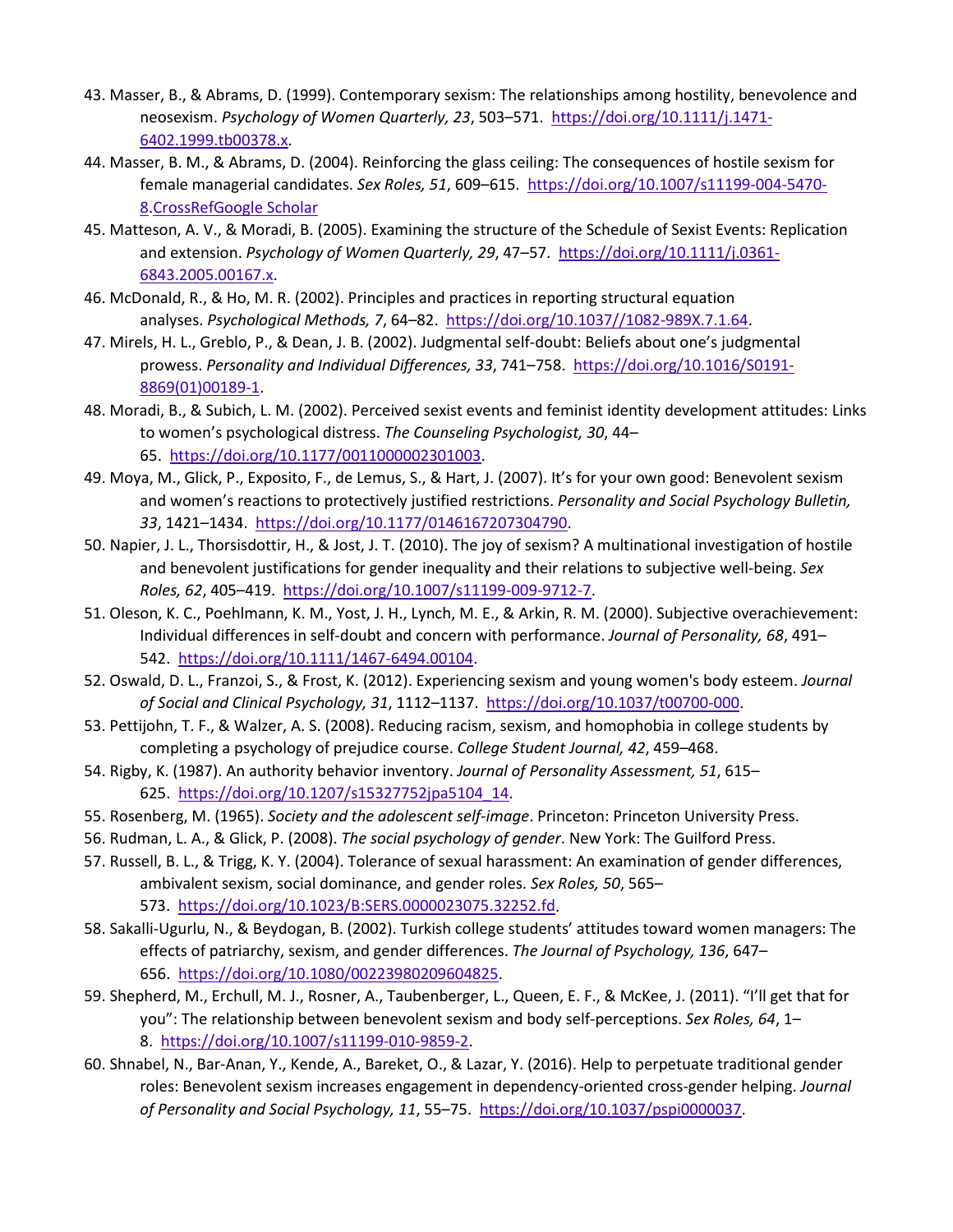43. Masser, B., & Abrams, D. (1999). Contemporary sexism: The relationships among hostility, benevolence and neosexism. *Psychology of Women Quarterly, 23*, 503–571. https://doi.org/10.1111/j.1471-6402.1999.tb00378.x.
44. Masser, B. M., & Abrams, D. (2004). Reinforcing the glass ceiling: The consequences of hostile sexism for female managerial candidates. *Sex Roles, 51*, 609–615. https://doi.org/10.1007/s11199-004-5470-8.CrossRefGoogle Scholar
45. Matteson, A. V., & Moradi, B. (2005). Examining the structure of the Schedule of Sexist Events: Replication and extension. *Psychology of Women Quarterly, 29*, 47–57. https://doi.org/10.1111/j.0361-6843.2005.00167.x.
46. McDonald, R., & Ho, M. R. (2002). Principles and practices in reporting structural equation analyses. *Psychological Methods, 7*, 64–82. https://doi.org/10.1037//1082-989X.7.1.64.
47. Mirels, H. L., Greblo, P., & Dean, J. B. (2002). Judgmental self-doubt: Beliefs about one's judgmental prowess. *Personality and Individual Differences, 33*, 741–758. https://doi.org/10.1016/S0191-8869(01)00189-1.
48. Moradi, B., & Subich, L. M. (2002). Perceived sexist events and feminist identity development attitudes: Links to women's psychological distress. *The Counseling Psychologist, 30*, 44–65. https://doi.org/10.1177/0011000002301003.
49. Moya, M., Glick, P., Exposito, F., de Lemus, S., & Hart, J. (2007). It's for your own good: Benevolent sexism and women's reactions to protectively justified restrictions. *Personality and Social Psychology Bulletin, 33*, 1421–1434. https://doi.org/10.1177/0146167207304790.
50. Napier, J. L., Thorsisdottir, H., & Jost, J. T. (2010). The joy of sexism? A multinational investigation of hostile and benevolent justifications for gender inequality and their relations to subjective well-being. *Sex Roles, 62*, 405–419. https://doi.org/10.1007/s11199-009-9712-7.
51. Oleson, K. C., Poehlmann, K. M., Yost, J. H., Lynch, M. E., & Arkin, R. M. (2000). Subjective overachievement: Individual differences in self-doubt and concern with performance. *Journal of Personality, 68*, 491–542. https://doi.org/10.1111/1467-6494.00104.
52. Oswald, D. L., Franzoi, S., & Frost, K. (2012). Experiencing sexism and young women's body esteem. *Journal of Social and Clinical Psychology, 31*, 1112–1137. https://doi.org/10.1037/t00700-000.
53. Pettijohn, T. F., & Walzer, A. S. (2008). Reducing racism, sexism, and homophobia in college students by completing a psychology of prejudice course. *College Student Journal, 42*, 459–468.
54. Rigby, K. (1987). An authority behavior inventory. *Journal of Personality Assessment, 51*, 615–625. https://doi.org/10.1207/s15327752jpa5104_14.
55. Rosenberg, M. (1965). *Society and the adolescent self-image*. Princeton: Princeton University Press.
56. Rudman, L. A., & Glick, P. (2008). *The social psychology of gender*. New York: The Guilford Press.
57. Russell, B. L., & Trigg, K. Y. (2004). Tolerance of sexual harassment: An examination of gender differences, ambivalent sexism, social dominance, and gender roles. *Sex Roles, 50*, 565–573. https://doi.org/10.1023/B:SERS.0000023075.32252.fd.
58. Sakalli-Ugurlu, N., & Beydogan, B. (2002). Turkish college students' attitudes toward women managers: The effects of patriarchy, sexism, and gender differences. *The Journal of Psychology, 136*, 647–656. https://doi.org/10.1080/00223980209604825.
59. Shepherd, M., Erchull, M. J., Rosner, A., Taubenberger, L., Queen, E. F., & McKee, J. (2011). "I'll get that for you": The relationship between benevolent sexism and body self-perceptions. *Sex Roles, 64*, 1–8. https://doi.org/10.1007/s11199-010-9859-2.
60. Shnabel, N., Bar-Anan, Y., Kende, A., Bareket, O., & Lazar, Y. (2016). Help to perpetuate traditional gender roles: Benevolent sexism increases engagement in dependency-oriented cross-gender helping. *Journal of Personality and Social Psychology, 11*, 55–75. https://doi.org/10.1037/pspi0000037.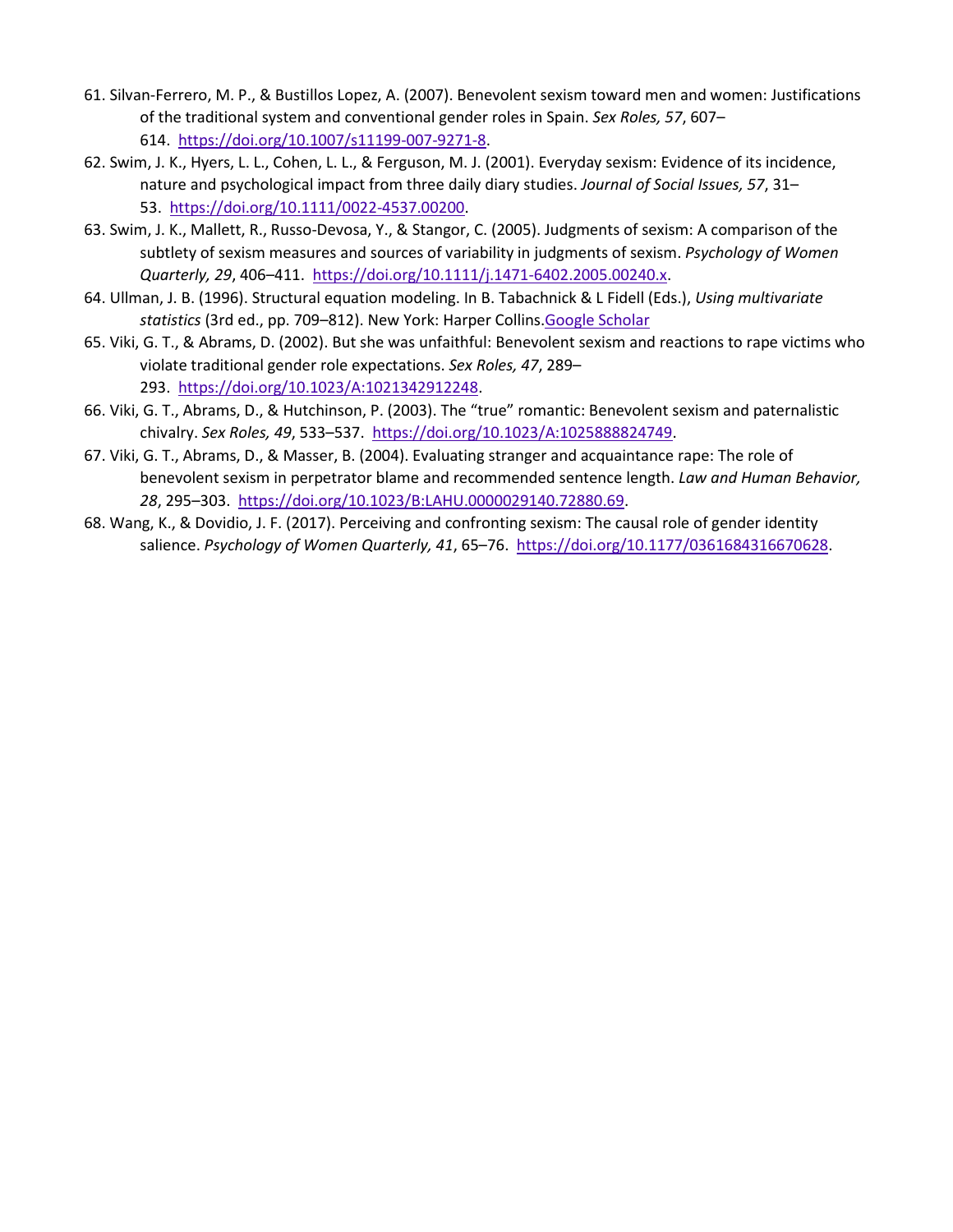61. Silvan-Ferrero, M. P., & Bustillos Lopez, A. (2007). Benevolent sexism toward men and women: Justifications of the traditional system and conventional gender roles in Spain. *Sex Roles, 57*, 607–614. https://doi.org/10.1007/s11199-007-9271-8.
62. Swim, J. K., Hyers, L. L., Cohen, L. L., & Ferguson, M. J. (2001). Everyday sexism: Evidence of its incidence, nature and psychological impact from three daily diary studies. *Journal of Social Issues, 57*, 31–53. https://doi.org/10.1111/0022-4537.00200.
63. Swim, J. K., Mallett, R., Russo-Devosa, Y., & Stangor, C. (2005). Judgments of sexism: A comparison of the subtlety of sexism measures and sources of variability in judgments of sexism. *Psychology of Women Quarterly, 29*, 406–411. https://doi.org/10.1111/j.1471-6402.2005.00240.x.
64. Ullman, J. B. (1996). Structural equation modeling. In B. Tabachnick & L Fidell (Eds.), *Using multivariate statistics* (3rd ed., pp. 709–812). New York: Harper Collins.Google Scholar
65. Viki, G. T., & Abrams, D. (2002). But she was unfaithful: Benevolent sexism and reactions to rape victims who violate traditional gender role expectations. *Sex Roles, 47*, 289–293. https://doi.org/10.1023/A:1021342912248.
66. Viki, G. T., Abrams, D., & Hutchinson, P. (2003). The "true" romantic: Benevolent sexism and paternalistic chivalry. *Sex Roles, 49*, 533–537. https://doi.org/10.1023/A:1025888824749.
67. Viki, G. T., Abrams, D., & Masser, B. (2004). Evaluating stranger and acquaintance rape: The role of benevolent sexism in perpetrator blame and recommended sentence length. *Law and Human Behavior, 28*, 295–303. https://doi.org/10.1023/B:LAHU.0000029140.72880.69.
68. Wang, K., & Dovidio, J. F. (2017). Perceiving and confronting sexism: The causal role of gender identity salience. *Psychology of Women Quarterly, 41*, 65–76. https://doi.org/10.1177/0361684316670628.